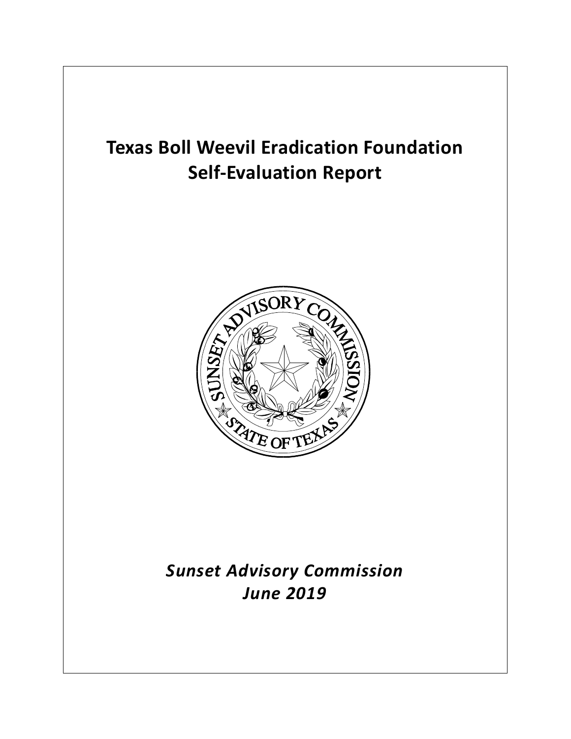# Texas Boll Weevil Eradication Foundation
# Self-Evaluation Report

***Sunset Advisory Commission***
***June 2019***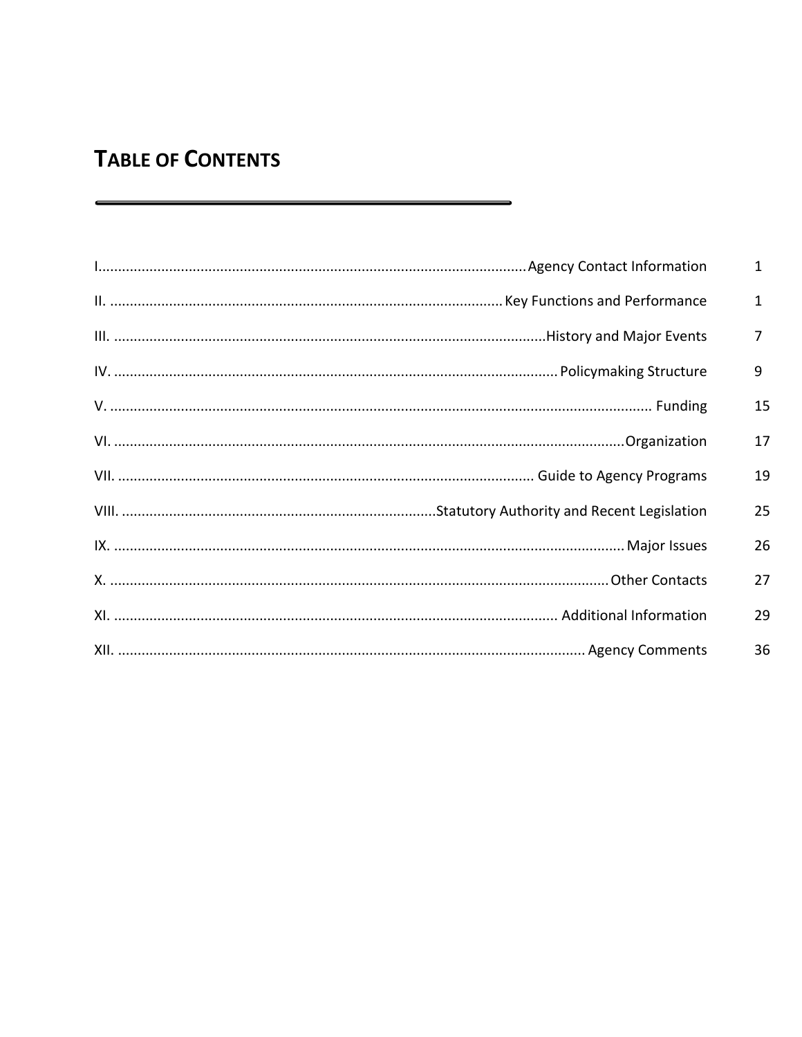# TABLE OF CONTENTS

| | | |
|---|---|---|
| I. | Agency Contact Information | 1 |
| II. | Key Functions and Performance | 1 |
| III. | History and Major Events | 7 |
| IV. | Policymaking Structure | 9 |
| V. | Funding | 15 |
| VI. | Organization | 17 |
| VII. | Guide to Agency Programs | 19 |
| VIII. | Statutory Authority and Recent Legislation | 25 |
| IX. | Major Issues | 26 |
| X. | Other Contacts | 27 |
| XI. | Additional Information | 29 |
| XII. | Agency Comments | 36 |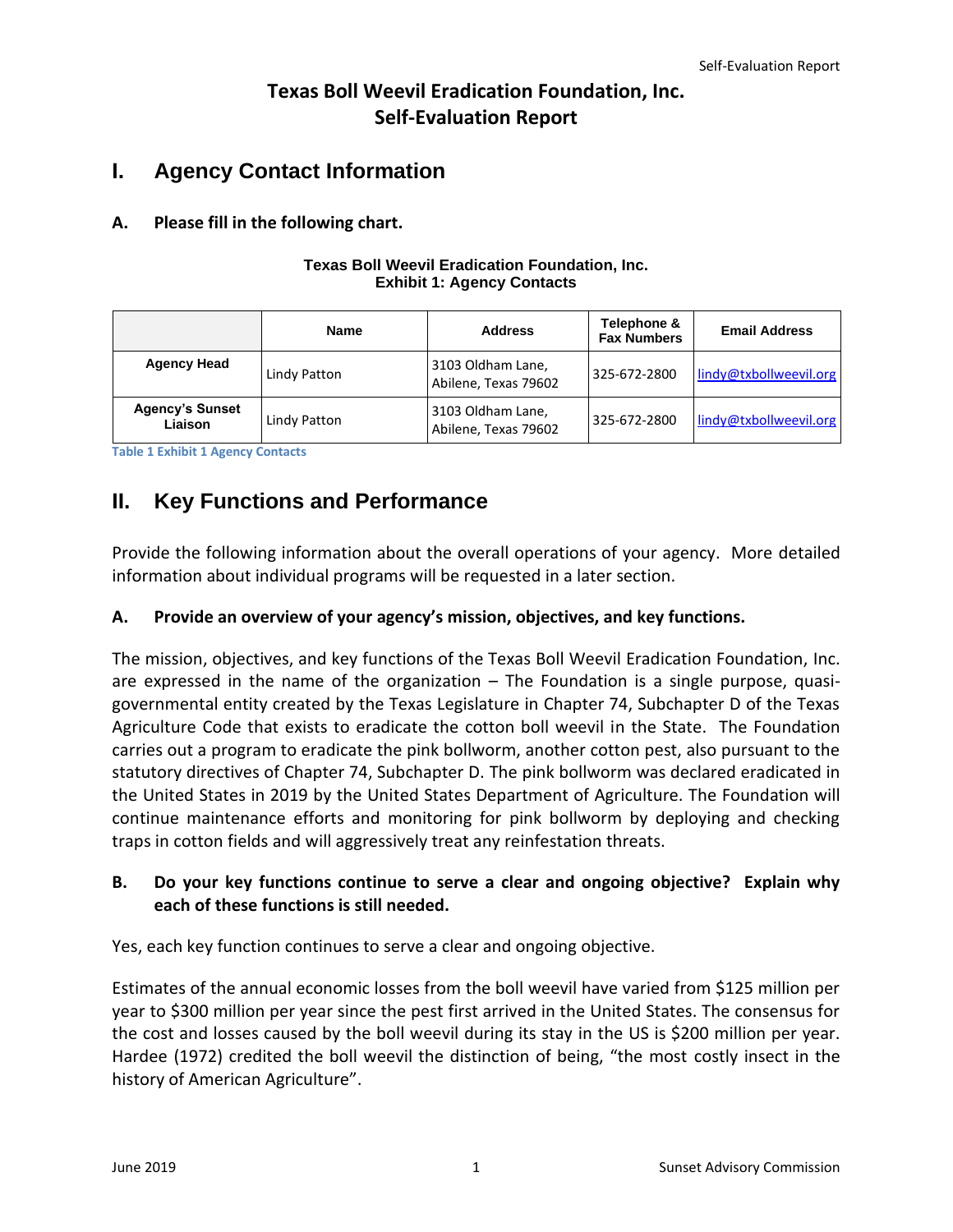# Texas Boll Weevil Eradication Foundation, Inc.
# Self-Evaluation Report

## I. Agency Contact Information

### A. Please fill in the following chart.

**Texas Boll Weevil Eradication Foundation, Inc.**
**Exhibit 1: Agency Contacts**

| | Name | Address | Telephone & Fax Numbers | Email Address |
|---|---|---|---|---|
| **Agency Head** | Lindy Patton | 3103 Oldham Lane, Abilene, Texas 79602 | 325-672-2800 | lindy@txbollweevil.org |
| **Agency's Sunset Liaison** | Lindy Patton | 3103 Oldham Lane, Abilene, Texas 79602 | 325-672-2800 | lindy@txbollweevil.org |

Table 1 Exhibit 1 Agency Contacts

## II. Key Functions and Performance

Provide the following information about the overall operations of your agency. More detailed information about individual programs will be requested in a later section.

### A. Provide an overview of your agency's mission, objectives, and key functions.

The mission, objectives, and key functions of the Texas Boll Weevil Eradication Foundation, Inc. are expressed in the name of the organization – The Foundation is a single purpose, quasi-governmental entity created by the Texas Legislature in Chapter 74, Subchapter D of the Texas Agriculture Code that exists to eradicate the cotton boll weevil in the State. The Foundation carries out a program to eradicate the pink bollworm, another cotton pest, also pursuant to the statutory directives of Chapter 74, Subchapter D. The pink bollworm was declared eradicated in the United States in 2019 by the United States Department of Agriculture. The Foundation will continue maintenance efforts and monitoring for pink bollworm by deploying and checking traps in cotton fields and will aggressively treat any reinfestation threats.

### B. Do your key functions continue to serve a clear and ongoing objective? Explain why each of these functions is still needed.

Yes, each key function continues to serve a clear and ongoing objective.

Estimates of the annual economic losses from the boll weevil have varied from $125 million per year to $300 million per year since the pest first arrived in the United States. The consensus for the cost and losses caused by the boll weevil during its stay in the US is $200 million per year. Hardee (1972) credited the boll weevil the distinction of being, "the most costly insect in the history of American Agriculture".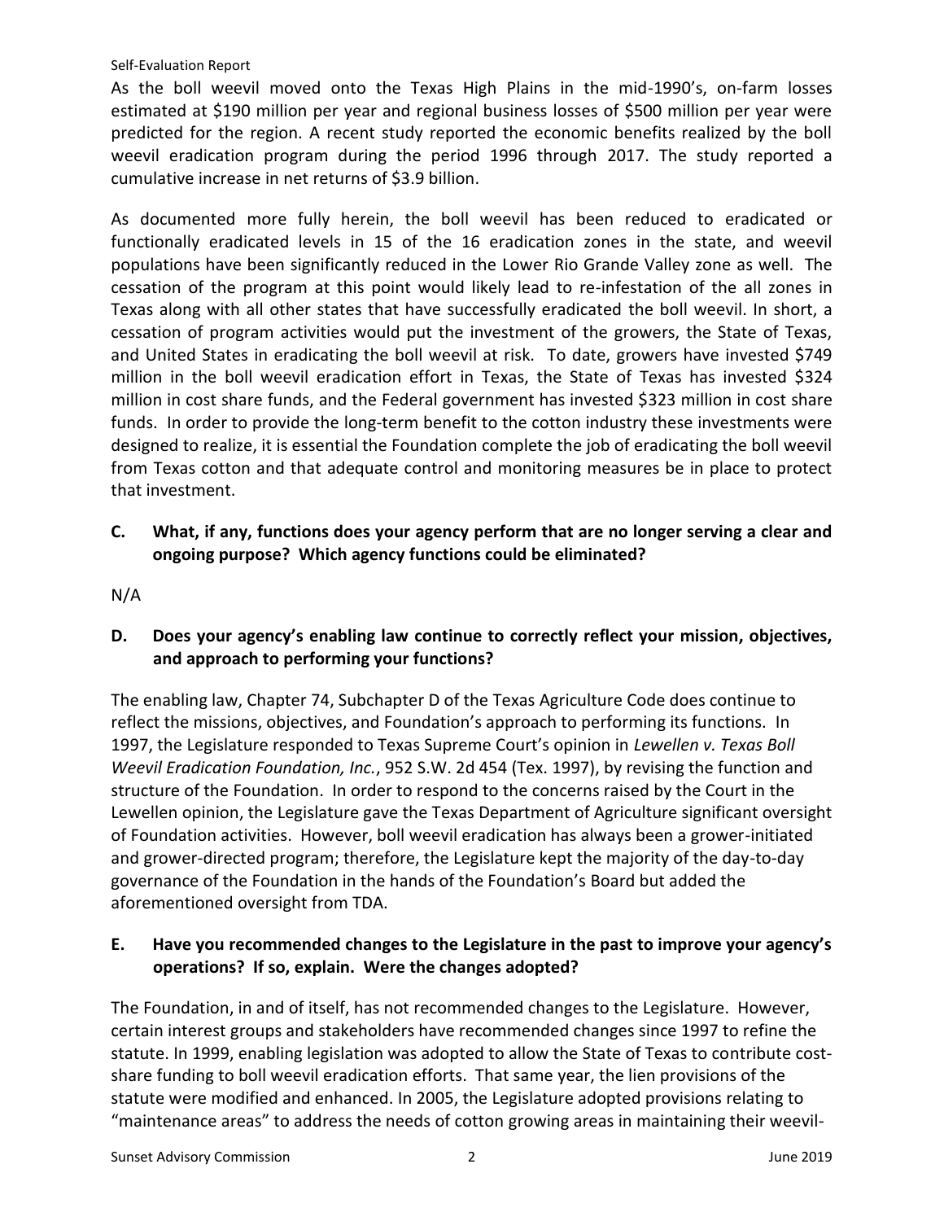As the boll weevil moved onto the Texas High Plains in the mid-1990's, on-farm losses estimated at $190 million per year and regional business losses of $500 million per year were predicted for the region. A recent study reported the economic benefits realized by the boll weevil eradication program during the period 1996 through 2017. The study reported a cumulative increase in net returns of $3.9 billion.

As documented more fully herein, the boll weevil has been reduced to eradicated or functionally eradicated levels in 15 of the 16 eradication zones in the state, and weevil populations have been significantly reduced in the Lower Rio Grande Valley zone as well. The cessation of the program at this point would likely lead to re-infestation of the all zones in Texas along with all other states that have successfully eradicated the boll weevil. In short, a cessation of program activities would put the investment of the growers, the State of Texas, and United States in eradicating the boll weevil at risk. To date, growers have invested $749 million in the boll weevil eradication effort in Texas, the State of Texas has invested $324 million in cost share funds, and the Federal government has invested $323 million in cost share funds. In order to provide the long-term benefit to the cotton industry these investments were designed to realize, it is essential the Foundation complete the job of eradicating the boll weevil from Texas cotton and that adequate control and monitoring measures be in place to protect that investment.

### C. What, if any, functions does your agency perform that are no longer serving a clear and ongoing purpose? Which agency functions could be eliminated?

N/A

### D. Does your agency's enabling law continue to correctly reflect your mission, objectives, and approach to performing your functions?

The enabling law, Chapter 74, Subchapter D of the Texas Agriculture Code does continue to reflect the missions, objectives, and Foundation's approach to performing its functions. In 1997, the Legislature responded to Texas Supreme Court's opinion in *Lewellen v. Texas Boll Weevil Eradication Foundation, Inc.*, 952 S.W. 2d 454 (Tex. 1997), by revising the function and structure of the Foundation. In order to respond to the concerns raised by the Court in the Lewellen opinion, the Legislature gave the Texas Department of Agriculture significant oversight of Foundation activities. However, boll weevil eradication has always been a grower-initiated and grower-directed program; therefore, the Legislature kept the majority of the day-to-day governance of the Foundation in the hands of the Foundation's Board but added the aforementioned oversight from TDA.

### E. Have you recommended changes to the Legislature in the past to improve your agency's operations? If so, explain. Were the changes adopted?

The Foundation, in and of itself, has not recommended changes to the Legislature. However, certain interest groups and stakeholders have recommended changes since 1997 to refine the statute. In 1999, enabling legislation was adopted to allow the State of Texas to contribute cost-share funding to boll weevil eradication efforts. That same year, the lien provisions of the statute were modified and enhanced. In 2005, the Legislature adopted provisions relating to "maintenance areas" to address the needs of cotton growing areas in maintaining their weevil-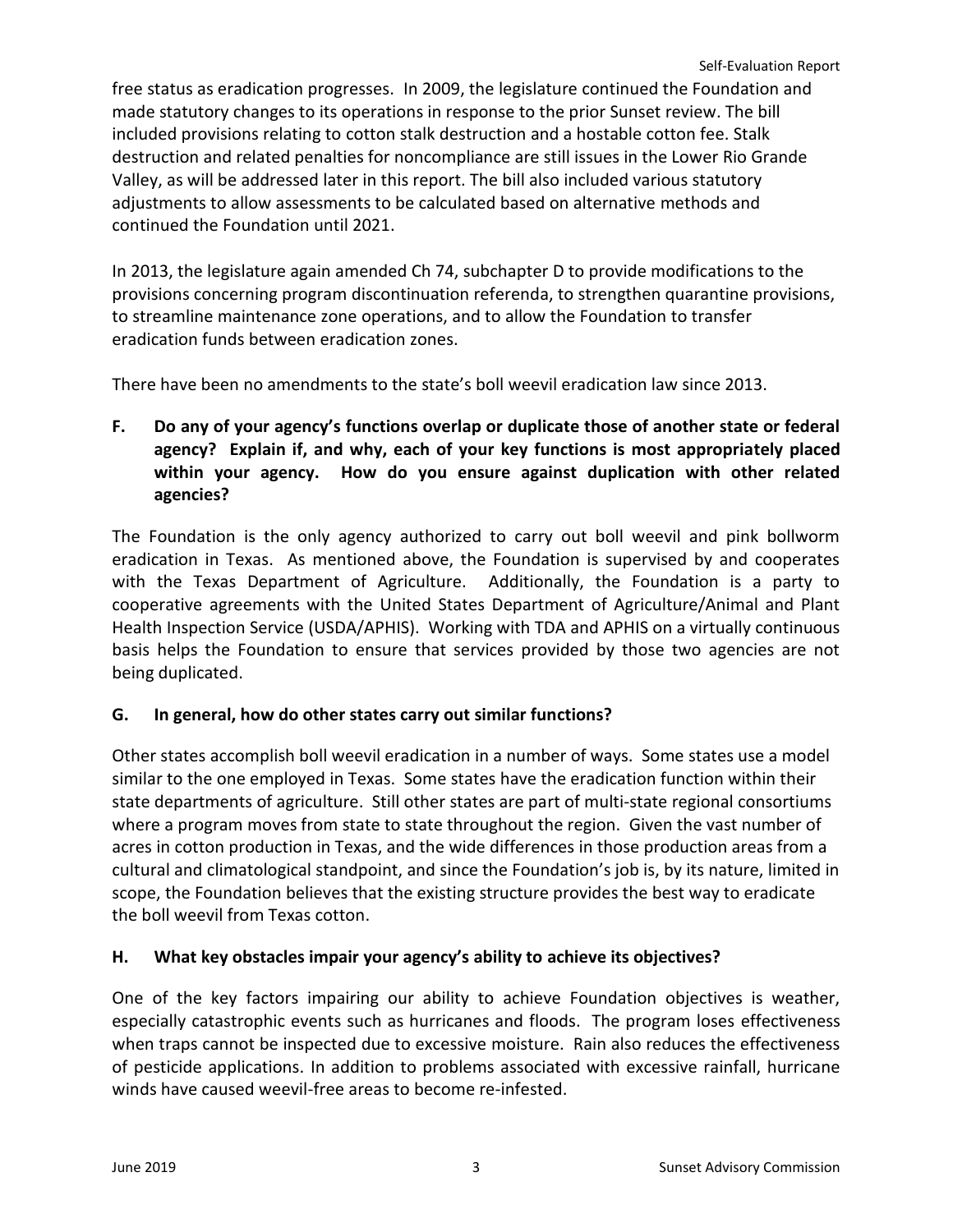free status as eradication progresses. In 2009, the legislature continued the Foundation and made statutory changes to its operations in response to the prior Sunset review. The bill included provisions relating to cotton stalk destruction and a hostable cotton fee. Stalk destruction and related penalties for noncompliance are still issues in the Lower Rio Grande Valley, as will be addressed later in this report. The bill also included various statutory adjustments to allow assessments to be calculated based on alternative methods and continued the Foundation until 2021.

In 2013, the legislature again amended Ch 74, subchapter D to provide modifications to the provisions concerning program discontinuation referenda, to strengthen quarantine provisions, to streamline maintenance zone operations, and to allow the Foundation to transfer eradication funds between eradication zones.

There have been no amendments to the state's boll weevil eradication law since 2013.

**F. Do any of your agency's functions overlap or duplicate those of another state or federal agency? Explain if, and why, each of your key functions is most appropriately placed within your agency. How do you ensure against duplication with other related agencies?**

The Foundation is the only agency authorized to carry out boll weevil and pink bollworm eradication in Texas. As mentioned above, the Foundation is supervised by and cooperates with the Texas Department of Agriculture. Additionally, the Foundation is a party to cooperative agreements with the United States Department of Agriculture/Animal and Plant Health Inspection Service (USDA/APHIS). Working with TDA and APHIS on a virtually continuous basis helps the Foundation to ensure that services provided by those two agencies are not being duplicated.

**G. In general, how do other states carry out similar functions?**

Other states accomplish boll weevil eradication in a number of ways. Some states use a model similar to the one employed in Texas. Some states have the eradication function within their state departments of agriculture. Still other states are part of multi-state regional consortiums where a program moves from state to state throughout the region. Given the vast number of acres in cotton production in Texas, and the wide differences in those production areas from a cultural and climatological standpoint, and since the Foundation's job is, by its nature, limited in scope, the Foundation believes that the existing structure provides the best way to eradicate the boll weevil from Texas cotton.

**H. What key obstacles impair your agency's ability to achieve its objectives?**

One of the key factors impairing our ability to achieve Foundation objectives is weather, especially catastrophic events such as hurricanes and floods. The program loses effectiveness when traps cannot be inspected due to excessive moisture. Rain also reduces the effectiveness of pesticide applications. In addition to problems associated with excessive rainfall, hurricane winds have caused weevil-free areas to become re-infested.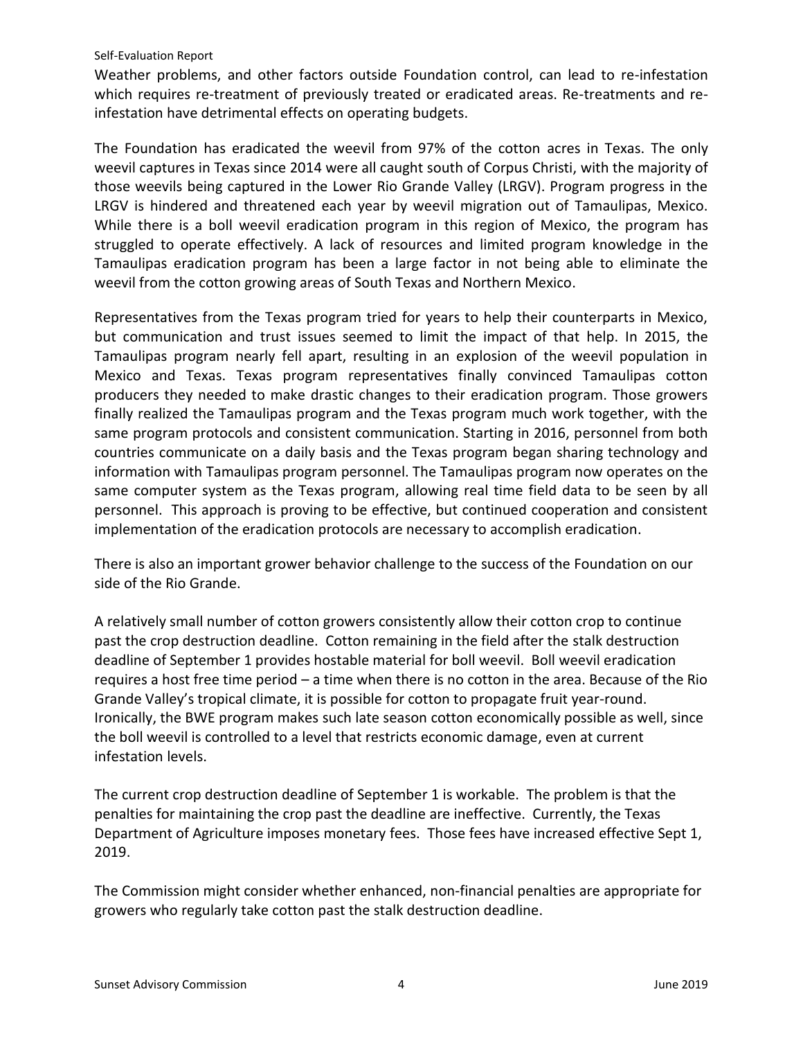Weather problems, and other factors outside Foundation control, can lead to re-infestation which requires re-treatment of previously treated or eradicated areas. Re-treatments and re-infestation have detrimental effects on operating budgets.

The Foundation has eradicated the weevil from 97% of the cotton acres in Texas. The only weevil captures in Texas since 2014 were all caught south of Corpus Christi, with the majority of those weevils being captured in the Lower Rio Grande Valley (LRGV). Program progress in the LRGV is hindered and threatened each year by weevil migration out of Tamaulipas, Mexico. While there is a boll weevil eradication program in this region of Mexico, the program has struggled to operate effectively. A lack of resources and limited program knowledge in the Tamaulipas eradication program has been a large factor in not being able to eliminate the weevil from the cotton growing areas of South Texas and Northern Mexico.

Representatives from the Texas program tried for years to help their counterparts in Mexico, but communication and trust issues seemed to limit the impact of that help. In 2015, the Tamaulipas program nearly fell apart, resulting in an explosion of the weevil population in Mexico and Texas. Texas program representatives finally convinced Tamaulipas cotton producers they needed to make drastic changes to their eradication program. Those growers finally realized the Tamaulipas program and the Texas program much work together, with the same program protocols and consistent communication. Starting in 2016, personnel from both countries communicate on a daily basis and the Texas program began sharing technology and information with Tamaulipas program personnel. The Tamaulipas program now operates on the same computer system as the Texas program, allowing real time field data to be seen by all personnel. This approach is proving to be effective, but continued cooperation and consistent implementation of the eradication protocols are necessary to accomplish eradication.

There is also an important grower behavior challenge to the success of the Foundation on our side of the Rio Grande.

A relatively small number of cotton growers consistently allow their cotton crop to continue past the crop destruction deadline. Cotton remaining in the field after the stalk destruction deadline of September 1 provides hostable material for boll weevil. Boll weevil eradication requires a host free time period – a time when there is no cotton in the area. Because of the Rio Grande Valley's tropical climate, it is possible for cotton to propagate fruit year-round. Ironically, the BWE program makes such late season cotton economically possible as well, since the boll weevil is controlled to a level that restricts economic damage, even at current infestation levels.

The current crop destruction deadline of September 1 is workable. The problem is that the penalties for maintaining the crop past the deadline are ineffective. Currently, the Texas Department of Agriculture imposes monetary fees. Those fees have increased effective Sept 1, 2019.

The Commission might consider whether enhanced, non-financial penalties are appropriate for growers who regularly take cotton past the stalk destruction deadline.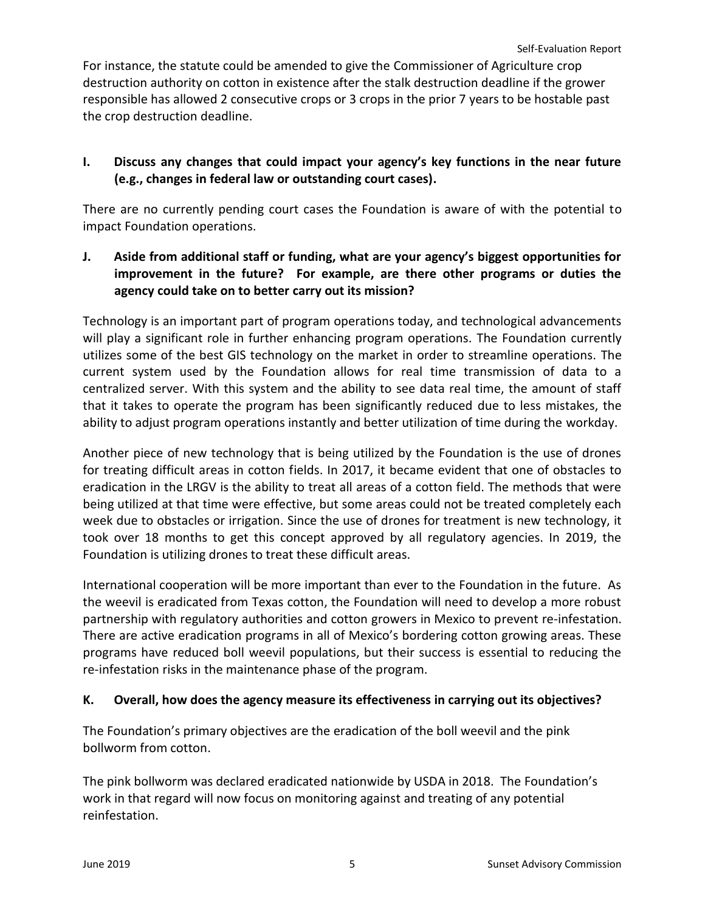For instance, the statute could be amended to give the Commissioner of Agriculture crop destruction authority on cotton in existence after the stalk destruction deadline if the grower responsible has allowed 2 consecutive crops or 3 crops in the prior 7 years to be hostable past the crop destruction deadline.

**I. Discuss any changes that could impact your agency's key functions in the near future (e.g., changes in federal law or outstanding court cases).**

There are no currently pending court cases the Foundation is aware of with the potential to impact Foundation operations.

**J. Aside from additional staff or funding, what are your agency's biggest opportunities for improvement in the future? For example, are there other programs or duties the agency could take on to better carry out its mission?**

Technology is an important part of program operations today, and technological advancements will play a significant role in further enhancing program operations. The Foundation currently utilizes some of the best GIS technology on the market in order to streamline operations. The current system used by the Foundation allows for real time transmission of data to a centralized server. With this system and the ability to see data real time, the amount of staff that it takes to operate the program has been significantly reduced due to less mistakes, the ability to adjust program operations instantly and better utilization of time during the workday.

Another piece of new technology that is being utilized by the Foundation is the use of drones for treating difficult areas in cotton fields. In 2017, it became evident that one of obstacles to eradication in the LRGV is the ability to treat all areas of a cotton field. The methods that were being utilized at that time were effective, but some areas could not be treated completely each week due to obstacles or irrigation. Since the use of drones for treatment is new technology, it took over 18 months to get this concept approved by all regulatory agencies. In 2019, the Foundation is utilizing drones to treat these difficult areas.

International cooperation will be more important than ever to the Foundation in the future. As the weevil is eradicated from Texas cotton, the Foundation will need to develop a more robust partnership with regulatory authorities and cotton growers in Mexico to prevent re-infestation. There are active eradication programs in all of Mexico's bordering cotton growing areas. These programs have reduced boll weevil populations, but their success is essential to reducing the re-infestation risks in the maintenance phase of the program.

**K. Overall, how does the agency measure its effectiveness in carrying out its objectives?**

The Foundation's primary objectives are the eradication of the boll weevil and the pink bollworm from cotton.

The pink bollworm was declared eradicated nationwide by USDA in 2018. The Foundation's work in that regard will now focus on monitoring against and treating of any potential reinfestation.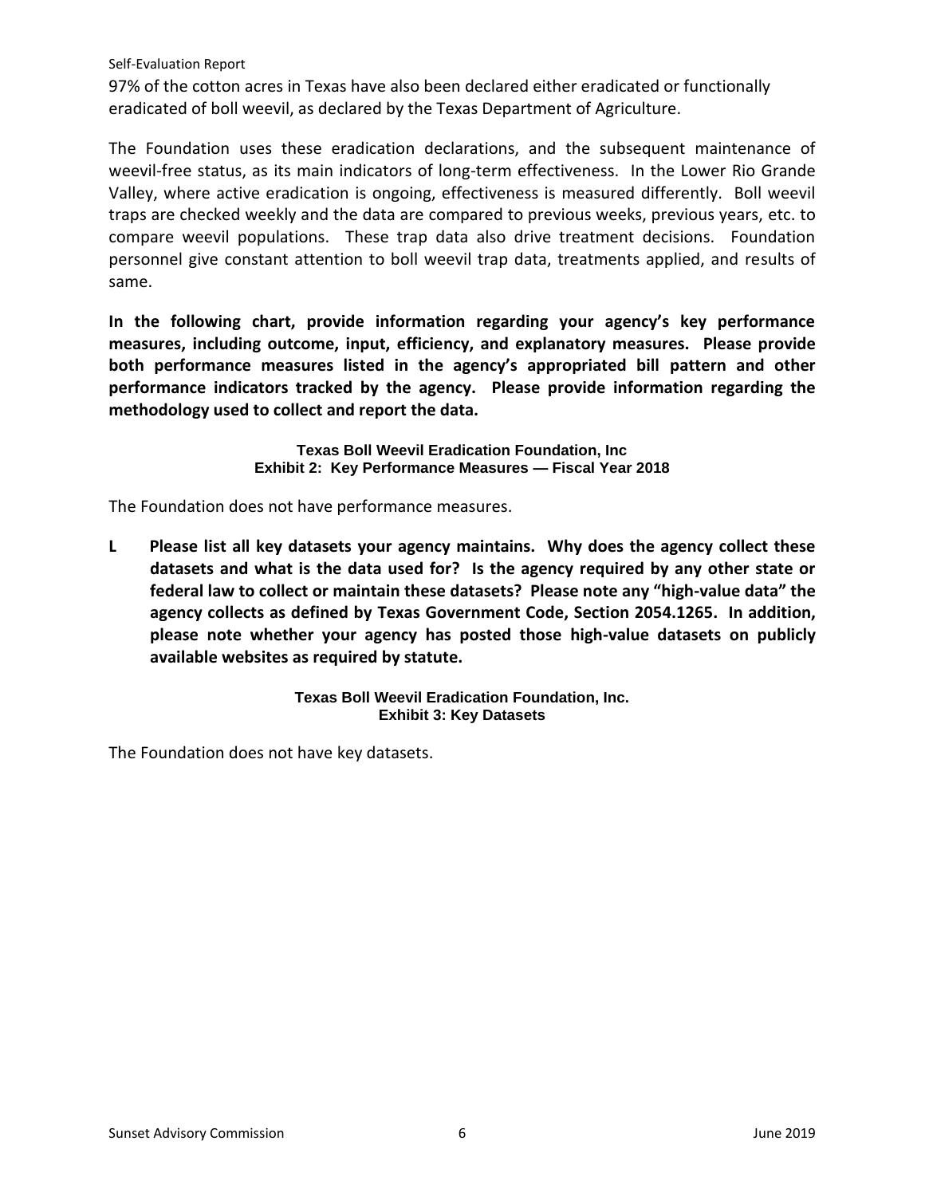97% of the cotton acres in Texas have also been declared either eradicated or functionally eradicated of boll weevil, as declared by the Texas Department of Agriculture.

The Foundation uses these eradication declarations, and the subsequent maintenance of weevil-free status, as its main indicators of long-term effectiveness. In the Lower Rio Grande Valley, where active eradication is ongoing, effectiveness is measured differently. Boll weevil traps are checked weekly and the data are compared to previous weeks, previous years, etc. to compare weevil populations. These trap data also drive treatment decisions. Foundation personnel give constant attention to boll weevil trap data, treatments applied, and results of same.

**In the following chart, provide information regarding your agency's key performance measures, including outcome, input, efficiency, and explanatory measures. Please provide both performance measures listed in the agency's appropriated bill pattern and other performance indicators tracked by the agency. Please provide information regarding the methodology used to collect and report the data.**

**Texas Boll Weevil Eradication Foundation, Inc**
**Exhibit 2: Key Performance Measures — Fiscal Year 2018**

The Foundation does not have performance measures.

**L Please list all key datasets your agency maintains. Why does the agency collect these datasets and what is the data used for? Is the agency required by any other state or federal law to collect or maintain these datasets? Please note any "high-value data" the agency collects as defined by Texas Government Code, Section 2054.1265. In addition, please note whether your agency has posted those high-value datasets on publicly available websites as required by statute.**

**Texas Boll Weevil Eradication Foundation, Inc.**
**Exhibit 3: Key Datasets**

The Foundation does not have key datasets.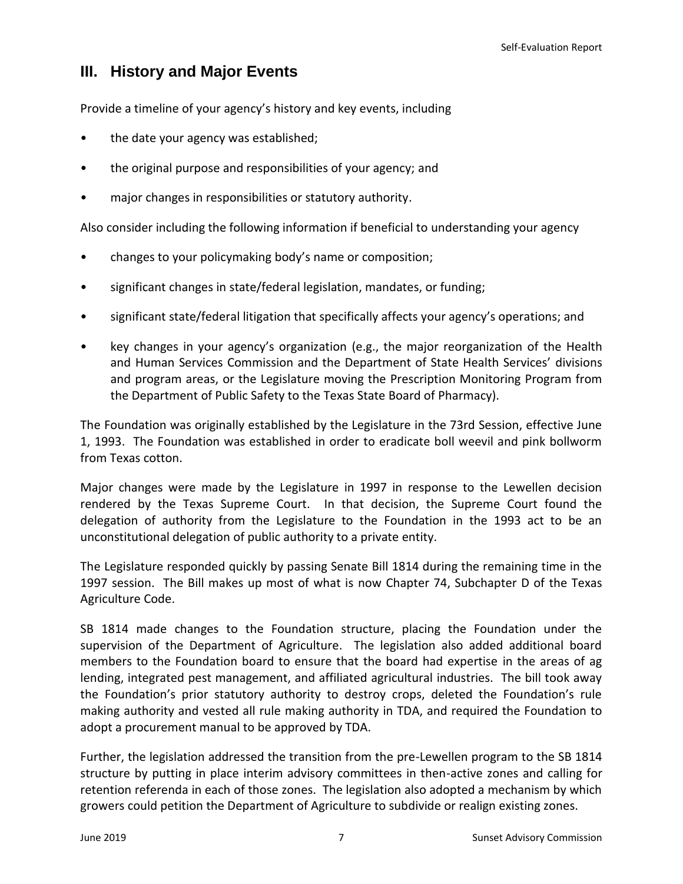## III. History and Major Events

Provide a timeline of your agency's history and key events, including

- the date your agency was established;
- the original purpose and responsibilities of your agency; and
- major changes in responsibilities or statutory authority.

Also consider including the following information if beneficial to understanding your agency

- changes to your policymaking body's name or composition;
- significant changes in state/federal legislation, mandates, or funding;
- significant state/federal litigation that specifically affects your agency's operations; and
- key changes in your agency's organization (e.g., the major reorganization of the Health and Human Services Commission and the Department of State Health Services' divisions and program areas, or the Legislature moving the Prescription Monitoring Program from the Department of Public Safety to the Texas State Board of Pharmacy).

The Foundation was originally established by the Legislature in the 73rd Session, effective June 1, 1993. The Foundation was established in order to eradicate boll weevil and pink bollworm from Texas cotton.

Major changes were made by the Legislature in 1997 in response to the Lewellen decision rendered by the Texas Supreme Court. In that decision, the Supreme Court found the delegation of authority from the Legislature to the Foundation in the 1993 act to be an unconstitutional delegation of public authority to a private entity.

The Legislature responded quickly by passing Senate Bill 1814 during the remaining time in the 1997 session. The Bill makes up most of what is now Chapter 74, Subchapter D of the Texas Agriculture Code.

SB 1814 made changes to the Foundation structure, placing the Foundation under the supervision of the Department of Agriculture. The legislation also added additional board members to the Foundation board to ensure that the board had expertise in the areas of ag lending, integrated pest management, and affiliated agricultural industries. The bill took away the Foundation's prior statutory authority to destroy crops, deleted the Foundation's rule making authority and vested all rule making authority in TDA, and required the Foundation to adopt a procurement manual to be approved by TDA.

Further, the legislation addressed the transition from the pre-Lewellen program to the SB 1814 structure by putting in place interim advisory committees in then-active zones and calling for retention referenda in each of those zones. The legislation also adopted a mechanism by which growers could petition the Department of Agriculture to subdivide or realign existing zones.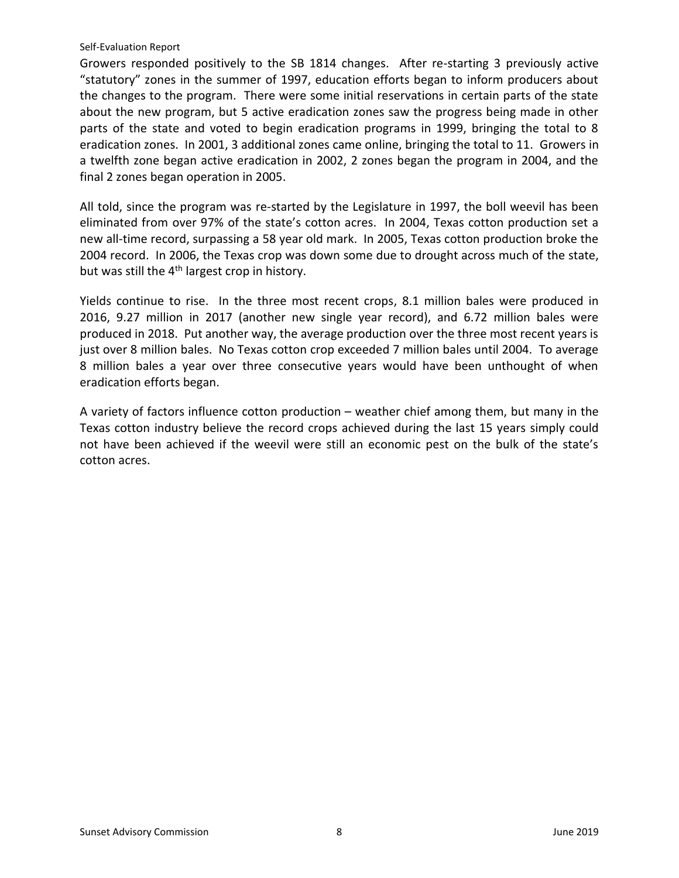Growers responded positively to the SB 1814 changes. After re-starting 3 previously active "statutory" zones in the summer of 1997, education efforts began to inform producers about the changes to the program. There were some initial reservations in certain parts of the state about the new program, but 5 active eradication zones saw the progress being made in other parts of the state and voted to begin eradication programs in 1999, bringing the total to 8 eradication zones. In 2001, 3 additional zones came online, bringing the total to 11. Growers in a twelfth zone began active eradication in 2002, 2 zones began the program in 2004, and the final 2 zones began operation in 2005.

All told, since the program was re-started by the Legislature in 1997, the boll weevil has been eliminated from over 97% of the state's cotton acres. In 2004, Texas cotton production set a new all-time record, surpassing a 58 year old mark. In 2005, Texas cotton production broke the 2004 record. In 2006, the Texas crop was down some due to drought across much of the state, but was still the 4th largest crop in history.

Yields continue to rise. In the three most recent crops, 8.1 million bales were produced in 2016, 9.27 million in 2017 (another new single year record), and 6.72 million bales were produced in 2018. Put another way, the average production over the three most recent years is just over 8 million bales. No Texas cotton crop exceeded 7 million bales until 2004. To average 8 million bales a year over three consecutive years would have been unthought of when eradication efforts began.

A variety of factors influence cotton production – weather chief among them, but many in the Texas cotton industry believe the record crops achieved during the last 15 years simply could not have been achieved if the weevil were still an economic pest on the bulk of the state's cotton acres.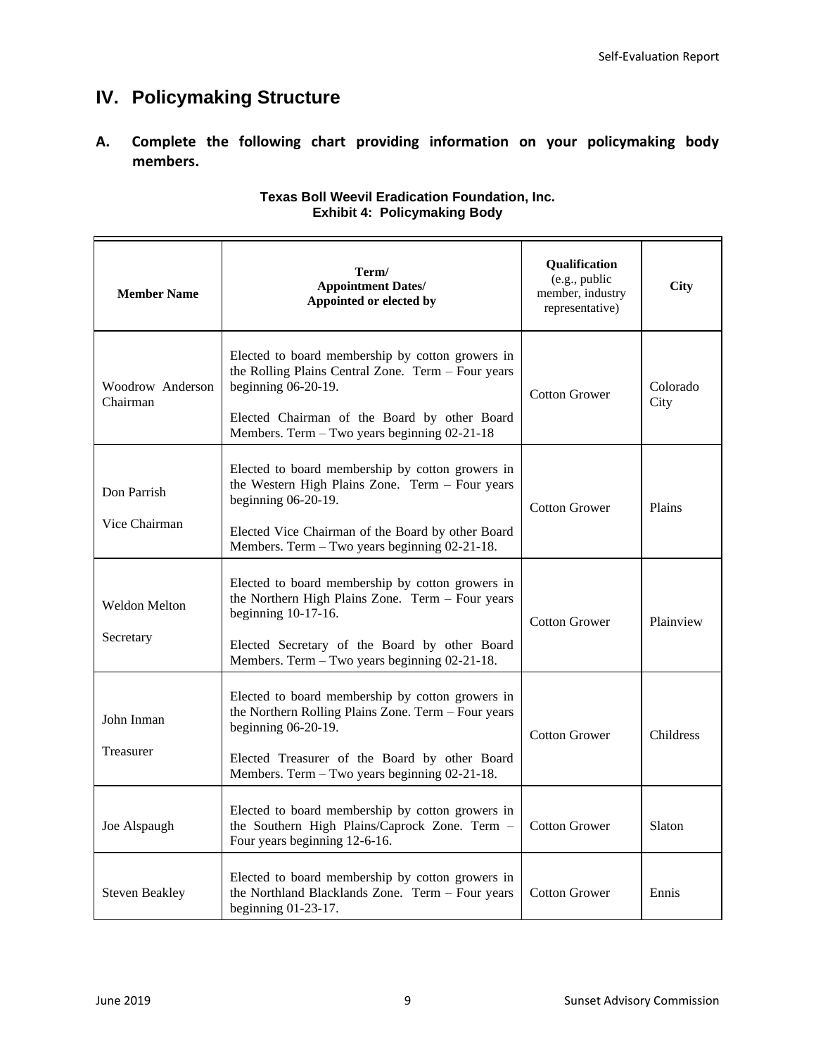# IV. Policymaking Structure

## A. Complete the following chart providing information on your policymaking body members.

**Texas Boll Weevil Eradication Foundation, Inc.**
**Exhibit 4: Policymaking Body**

| Member Name | Term/ Appointment Dates/ Appointed or elected by | Qualification (e.g., public member, industry representative) | City |
|---|---|---|---|
| Woodrow Anderson Chairman | Elected to board membership by cotton growers in the Rolling Plains Central Zone. Term – Four years beginning 06-20-19. Elected Chairman of the Board by other Board Members. Term – Two years beginning 02-21-18 | Cotton Grower | Colorado City |
| Don Parrish Vice Chairman | Elected to board membership by cotton growers in the Western High Plains Zone. Term – Four years beginning 06-20-19. Elected Vice Chairman of the Board by other Board Members. Term – Two years beginning 02-21-18. | Cotton Grower | Plains |
| Weldon Melton Secretary | Elected to board membership by cotton growers in the Northern High Plains Zone. Term – Four years beginning 10-17-16. Elected Secretary of the Board by other Board Members. Term – Two years beginning 02-21-18. | Cotton Grower | Plainview |
| John Inman Treasurer | Elected to board membership by cotton growers in the Northern Rolling Plains Zone. Term – Four years beginning 06-20-19. Elected Treasurer of the Board by other Board Members. Term – Two years beginning 02-21-18. | Cotton Grower | Childress |
| Joe Alspaugh | Elected to board membership by cotton growers in the Southern High Plains/Caprock Zone. Term – Four years beginning 12-6-16. | Cotton Grower | Slaton |
| Steven Beakley | Elected to board membership by cotton growers in the Northland Blacklands Zone. Term – Four years beginning 01-23-17. | Cotton Grower | Ennis |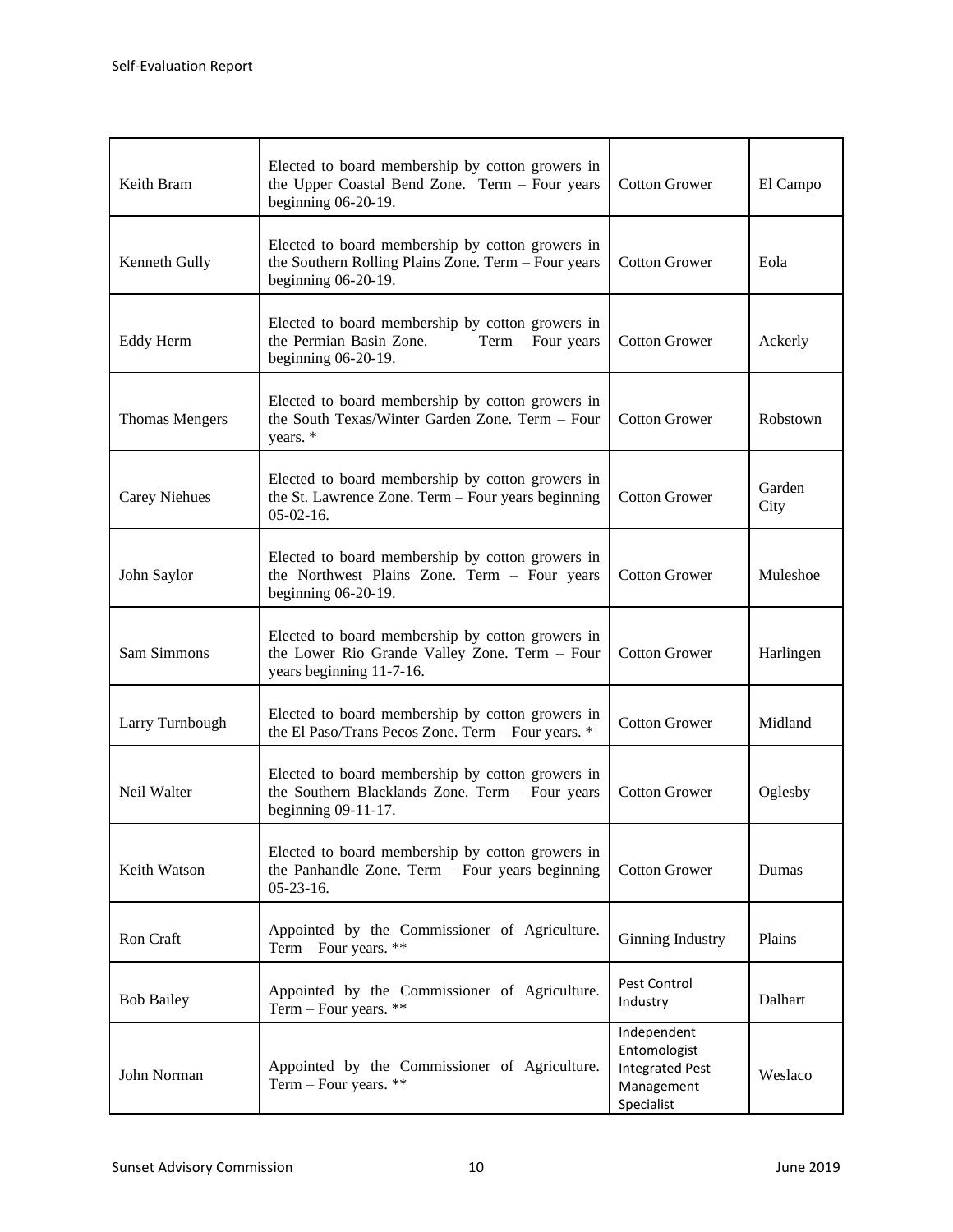| | | | |
|---|---|---|---|
| Keith Bram | Elected to board membership by cotton growers in the Upper Coastal Bend Zone. Term – Four years beginning 06-20-19. | Cotton Grower | El Campo |
| Kenneth Gully | Elected to board membership by cotton growers in the Southern Rolling Plains Zone. Term – Four years beginning 06-20-19. | Cotton Grower | Eola |
| Eddy Herm | Elected to board membership by cotton growers in the Permian Basin Zone. Term – Four years beginning 06-20-19. | Cotton Grower | Ackerly |
| Thomas Mengers | Elected to board membership by cotton growers in the South Texas/Winter Garden Zone. Term – Four years. * | Cotton Grower | Robstown |
| Carey Niehues | Elected to board membership by cotton growers in the St. Lawrence Zone. Term – Four years beginning 05-02-16. | Cotton Grower | Garden City |
| John Saylor | Elected to board membership by cotton growers in the Northwest Plains Zone. Term – Four years beginning 06-20-19. | Cotton Grower | Muleshoe |
| Sam Simmons | Elected to board membership by cotton growers in the Lower Rio Grande Valley Zone. Term – Four years beginning 11-7-16. | Cotton Grower | Harlingen |
| Larry Turnbough | Elected to board membership by cotton growers in the El Paso/Trans Pecos Zone. Term – Four years. * | Cotton Grower | Midland |
| Neil Walter | Elected to board membership by cotton growers in the Southern Blacklands Zone. Term – Four years beginning 09-11-17. | Cotton Grower | Oglesby |
| Keith Watson | Elected to board membership by cotton growers in the Panhandle Zone. Term – Four years beginning 05-23-16. | Cotton Grower | Dumas |
| Ron Craft | Appointed by the Commissioner of Agriculture. Term – Four years. ** | Ginning Industry | Plains |
| Bob Bailey | Appointed by the Commissioner of Agriculture. Term – Four years. ** | Pest Control Industry | Dalhart |
| John Norman | Appointed by the Commissioner of Agriculture. Term – Four years. ** | Independent Entomologist Integrated Pest Management Specialist | Weslaco |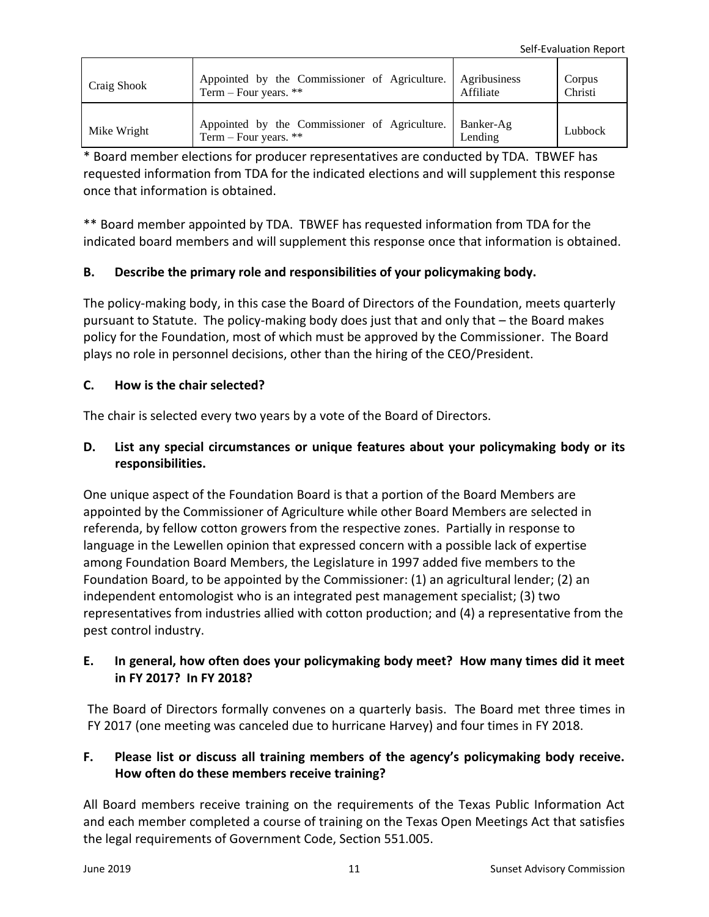| Craig Shook | Appointed by the Commissioner of Agriculture. Term – Four years. ** | Agribusiness Affiliate | Corpus Christi |
|---|---|---|---|
| Mike Wright | Appointed by the Commissioner of Agriculture. Term – Four years. ** | Banker-Ag Lending | Lubbock |

* Board member elections for producer representatives are conducted by TDA. TBWEF has requested information from TDA for the indicated elections and will supplement this response once that information is obtained.

** Board member appointed by TDA. TBWEF has requested information from TDA for the indicated board members and will supplement this response once that information is obtained.

### B. Describe the primary role and responsibilities of your policymaking body.

The policy-making body, in this case the Board of Directors of the Foundation, meets quarterly pursuant to Statute. The policy-making body does just that and only that – the Board makes policy for the Foundation, most of which must be approved by the Commissioner. The Board plays no role in personnel decisions, other than the hiring of the CEO/President.

### C. How is the chair selected?

The chair is selected every two years by a vote of the Board of Directors.

### D. List any special circumstances or unique features about your policymaking body or its responsibilities.

One unique aspect of the Foundation Board is that a portion of the Board Members are appointed by the Commissioner of Agriculture while other Board Members are selected in referenda, by fellow cotton growers from the respective zones. Partially in response to language in the Lewellen opinion that expressed concern with a possible lack of expertise among Foundation Board Members, the Legislature in 1997 added five members to the Foundation Board, to be appointed by the Commissioner: (1) an agricultural lender; (2) an independent entomologist who is an integrated pest management specialist; (3) two representatives from industries allied with cotton production; and (4) a representative from the pest control industry.

### E. In general, how often does your policymaking body meet? How many times did it meet in FY 2017? In FY 2018?

The Board of Directors formally convenes on a quarterly basis. The Board met three times in FY 2017 (one meeting was canceled due to hurricane Harvey) and four times in FY 2018.

### F. Please list or discuss all training members of the agency's policymaking body receive. How often do these members receive training?

All Board members receive training on the requirements of the Texas Public Information Act and each member completed a course of training on the Texas Open Meetings Act that satisfies the legal requirements of Government Code, Section 551.005.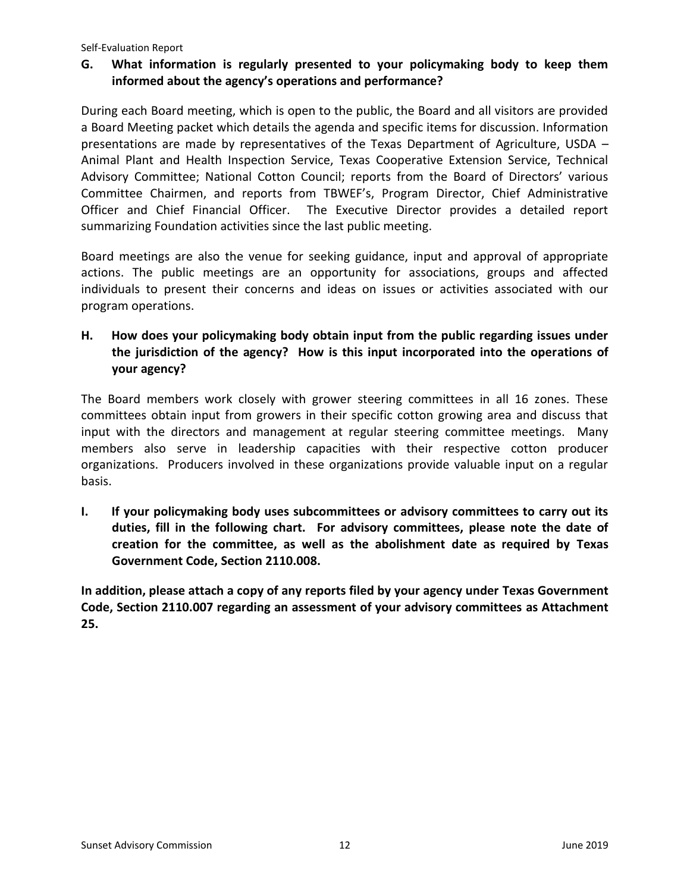**G. What information is regularly presented to your policymaking body to keep them informed about the agency's operations and performance?**

During each Board meeting, which is open to the public, the Board and all visitors are provided a Board Meeting packet which details the agenda and specific items for discussion. Information presentations are made by representatives of the Texas Department of Agriculture, USDA – Animal Plant and Health Inspection Service, Texas Cooperative Extension Service, Technical Advisory Committee; National Cotton Council; reports from the Board of Directors' various Committee Chairmen, and reports from TBWEF's, Program Director, Chief Administrative Officer and Chief Financial Officer. The Executive Director provides a detailed report summarizing Foundation activities since the last public meeting.

Board meetings are also the venue for seeking guidance, input and approval of appropriate actions. The public meetings are an opportunity for associations, groups and affected individuals to present their concerns and ideas on issues or activities associated with our program operations.

**H. How does your policymaking body obtain input from the public regarding issues under the jurisdiction of the agency? How is this input incorporated into the operations of your agency?**

The Board members work closely with grower steering committees in all 16 zones. These committees obtain input from growers in their specific cotton growing area and discuss that input with the directors and management at regular steering committee meetings. Many members also serve in leadership capacities with their respective cotton producer organizations. Producers involved in these organizations provide valuable input on a regular basis.

**I. If your policymaking body uses subcommittees or advisory committees to carry out its duties, fill in the following chart. For advisory committees, please note the date of creation for the committee, as well as the abolishment date as required by Texas Government Code, Section 2110.008.**

**In addition, please attach a copy of any reports filed by your agency under Texas Government Code, Section 2110.007 regarding an assessment of your advisory committees as Attachment 25.**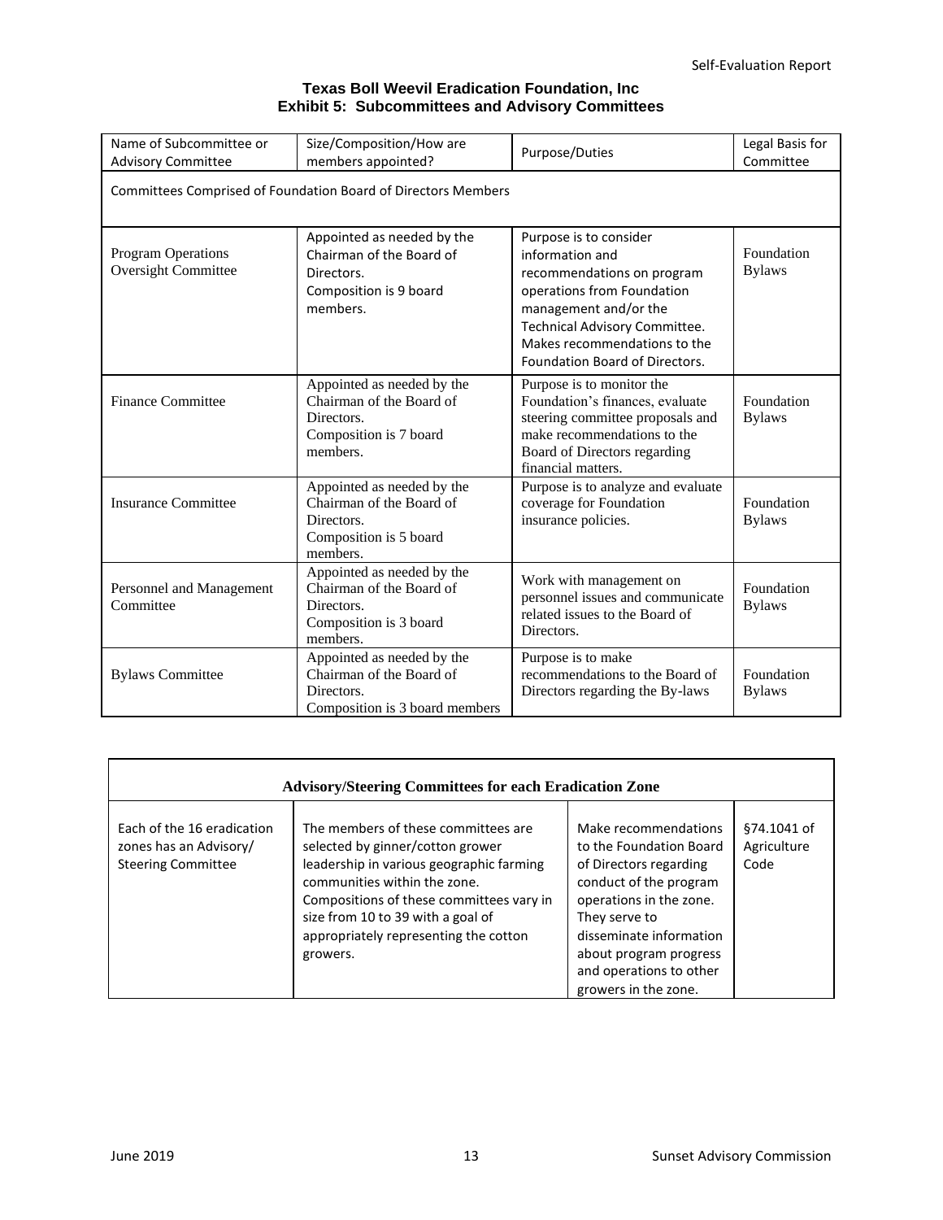### Texas Boll Weevil Eradication Foundation, Inc
### Exhibit 5: Subcommittees and Advisory Committees

| Name of Subcommittee or Advisory Committee | Size/Composition/How are members appointed? | Purpose/Duties | Legal Basis for Committee |
|---|---|---|---|
| Committees Comprised of Foundation Board of Directors Members | | | |
| Program Operations Oversight Committee | Appointed as needed by the Chairman of the Board of Directors. Composition is 9 board members. | Purpose is to consider information and recommendations on program operations from Foundation management and/or the Technical Advisory Committee. Makes recommendations to the Foundation Board of Directors. | Foundation Bylaws |
| Finance Committee | Appointed as needed by the Chairman of the Board of Directors. Composition is 7 board members. | Purpose is to monitor the Foundation's finances, evaluate steering committee proposals and make recommendations to the Board of Directors regarding financial matters. | Foundation Bylaws |
| Insurance Committee | Appointed as needed by the Chairman of the Board of Directors. Composition is 5 board members. | Purpose is to analyze and evaluate coverage for Foundation insurance policies. | Foundation Bylaws |
| Personnel and Management Committee | Appointed as needed by the Chairman of the Board of Directors. Composition is 3 board members. | Work with management on personnel issues and communicate related issues to the Board of Directors. | Foundation Bylaws |
| Bylaws Committee | Appointed as needed by the Chairman of the Board of Directors. Composition is 3 board members | Purpose is to make recommendations to the Board of Directors regarding the By-laws | Foundation Bylaws |

| Advisory/Steering Committees for each Eradication Zone | | | |
|---|---|---|---|
| Each of the 16 eradication zones has an Advisory/ Steering Committee | The members of these committees are selected by ginner/cotton grower leadership in various geographic farming communities within the zone. Compositions of these committees vary in size from 10 to 39 with a goal of appropriately representing the cotton growers. | Make recommendations to the Foundation Board of Directors regarding conduct of the program operations in the zone. They serve to disseminate information about program progress and operations to other growers in the zone. | §74.1041 of Agriculture Code |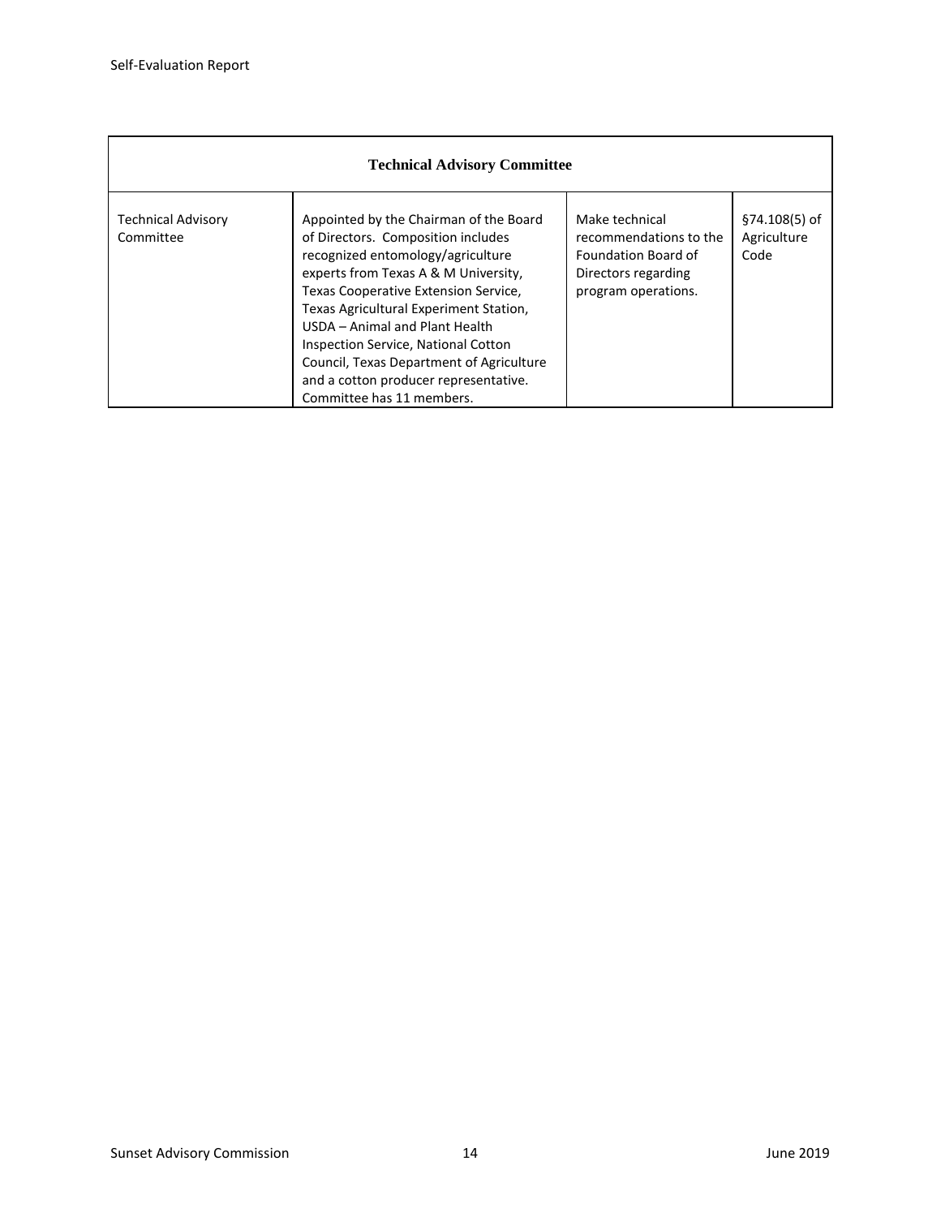| Technical Advisory Committee | | | |
|---|---|---|---|
| Technical Advisory Committee | Appointed by the Chairman of the Board of Directors. Composition includes recognized entomology/agriculture experts from Texas A & M University, Texas Cooperative Extension Service, Texas Agricultural Experiment Station, USDA – Animal and Plant Health Inspection Service, National Cotton Council, Texas Department of Agriculture and a cotton producer representative. Committee has 11 members. | Make technical recommendations to the Foundation Board of Directors regarding program operations. | §74.108(5) of Agriculture Code |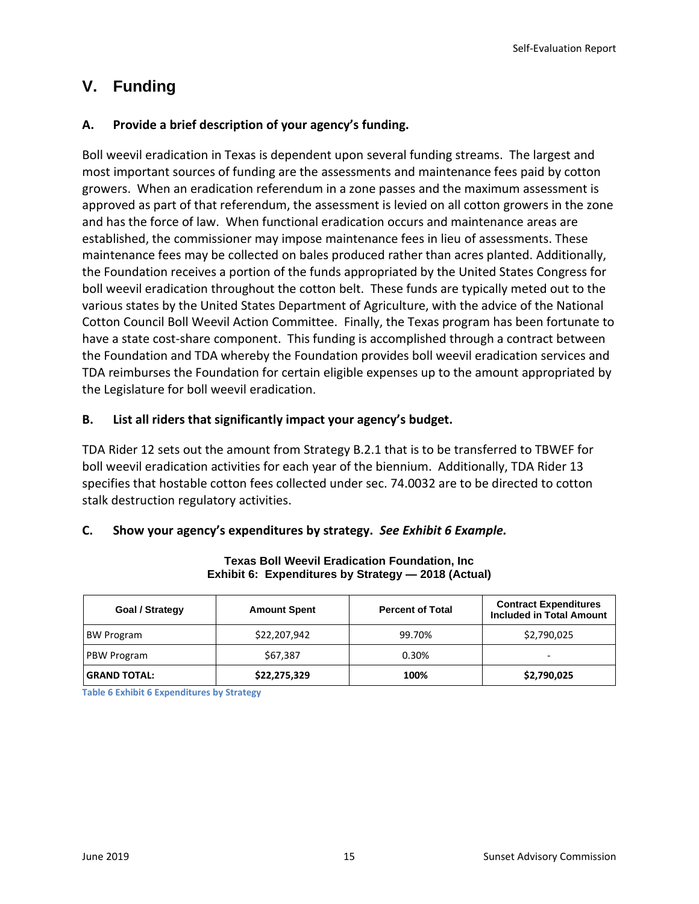## V. Funding

### A. Provide a brief description of your agency's funding.

Boll weevil eradication in Texas is dependent upon several funding streams. The largest and most important sources of funding are the assessments and maintenance fees paid by cotton growers. When an eradication referendum in a zone passes and the maximum assessment is approved as part of that referendum, the assessment is levied on all cotton growers in the zone and has the force of law. When functional eradication occurs and maintenance areas are established, the commissioner may impose maintenance fees in lieu of assessments. These maintenance fees may be collected on bales produced rather than acres planted. Additionally, the Foundation receives a portion of the funds appropriated by the United States Congress for boll weevil eradication throughout the cotton belt. These funds are typically meted out to the various states by the United States Department of Agriculture, with the advice of the National Cotton Council Boll Weevil Action Committee. Finally, the Texas program has been fortunate to have a state cost-share component. This funding is accomplished through a contract between the Foundation and TDA whereby the Foundation provides boll weevil eradication services and TDA reimburses the Foundation for certain eligible expenses up to the amount appropriated by the Legislature for boll weevil eradication.

### B. List all riders that significantly impact your agency's budget.

TDA Rider 12 sets out the amount from Strategy B.2.1 that is to be transferred to TBWEF for boll weevil eradication activities for each year of the biennium. Additionally, TDA Rider 13 specifies that hostable cotton fees collected under sec. 74.0032 are to be directed to cotton stalk destruction regulatory activities.

### C. Show your agency's expenditures by strategy. *See Exhibit 6 Example.*

**Texas Boll Weevil Eradication Foundation, Inc**
**Exhibit 6: Expenditures by Strategy — 2018 (Actual)**

| Goal / Strategy | Amount Spent | Percent of Total | Contract Expenditures Included in Total Amount |
|---|---|---|---|
| BW Program | $22,207,942 | 99.70% | $2,790,025 |
| PBW Program | $67,387 | 0.30% | - |
| **GRAND TOTAL:** | **$22,275,329** | **100%** | **$2,790,025** |

Table 6 Exhibit 6 Expenditures by Strategy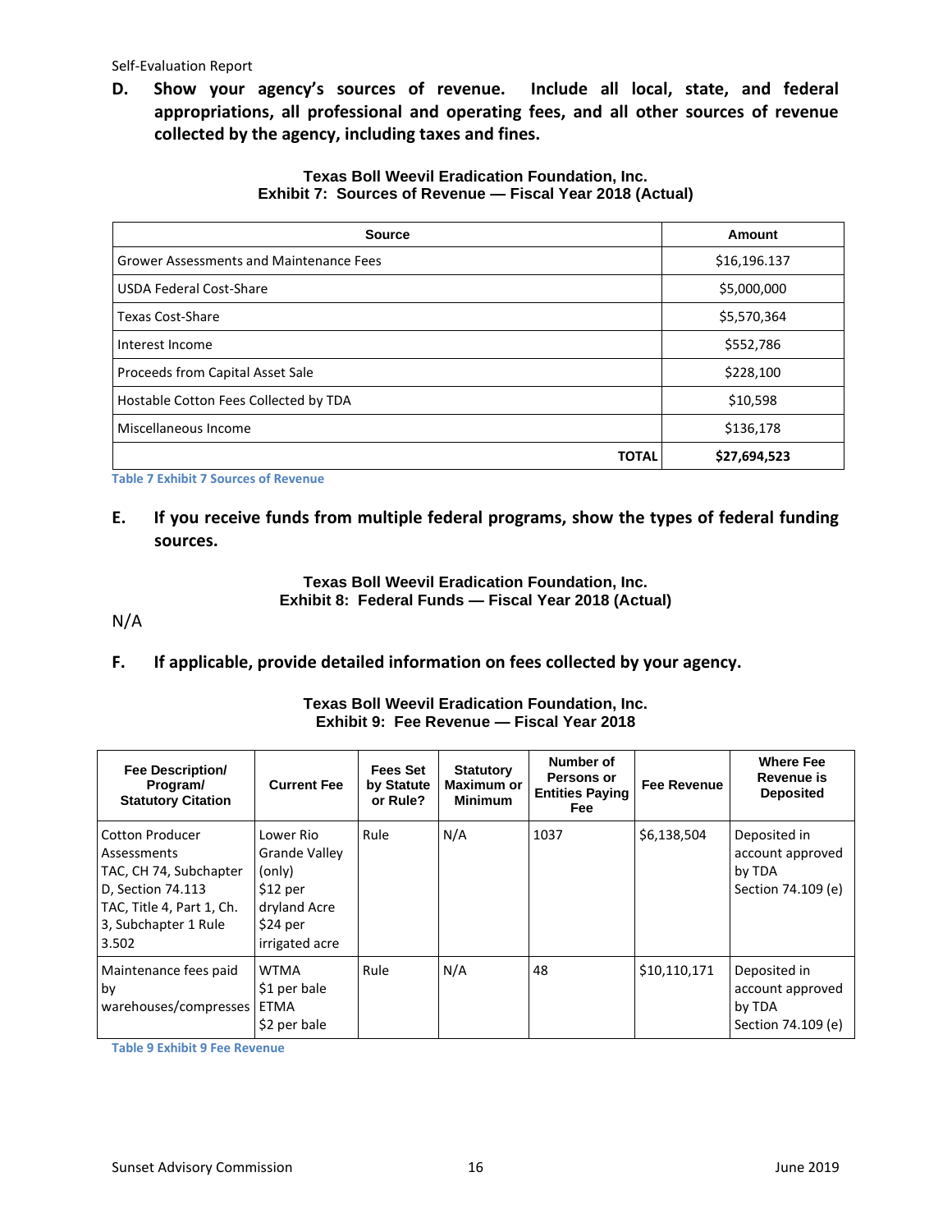**D. Show your agency's sources of revenue. Include all local, state, and federal appropriations, all professional and operating fees, and all other sources of revenue collected by the agency, including taxes and fines.**

**Texas Boll Weevil Eradication Foundation, Inc.**
**Exhibit 7: Sources of Revenue — Fiscal Year 2018 (Actual)**

| Source | Amount |
|---|---|
| Grower Assessments and Maintenance Fees | $16,196.137 |
| USDA Federal Cost-Share | $5,000,000 |
| Texas Cost-Share | $5,570,364 |
| Interest Income | $552,786 |
| Proceeds from Capital Asset Sale | $228,100 |
| Hostable Cotton Fees Collected by TDA | $10,598 |
| Miscellaneous Income | $136,178 |
| **TOTAL** | **$27,694,523** |

Table 7 Exhibit 7 Sources of Revenue

**E. If you receive funds from multiple federal programs, show the types of federal funding sources.**

**Texas Boll Weevil Eradication Foundation, Inc.**
**Exhibit 8: Federal Funds — Fiscal Year 2018 (Actual)**

N/A

**F. If applicable, provide detailed information on fees collected by your agency.**

**Texas Boll Weevil Eradication Foundation, Inc.**
**Exhibit 9: Fee Revenue — Fiscal Year 2018**

| Fee Description/ Program/ Statutory Citation | Current Fee | Fees Set by Statute or Rule? | Statutory Maximum or Minimum | Number of Persons or Entities Paying Fee | Fee Revenue | Where Fee Revenue is Deposited |
|---|---|---|---|---|---|---|
| Cotton Producer Assessments TAC, CH 74, Subchapter D, Section 74.113 TAC, Title 4, Part 1, Ch. 3, Subchapter 1 Rule 3.502 | Lower Rio Grande Valley (only) $12 per dryland Acre $24 per irrigated acre | Rule | N/A | 1037 | $6,138,504 | Deposited in account approved by TDA Section 74.109 (e) |
| Maintenance fees paid by warehouses/compresses | WTMA $1 per bale ETMA $2 per bale | Rule | N/A | 48 | $10,110,171 | Deposited in account approved by TDA Section 74.109 (e) |

Table 9 Exhibit 9 Fee Revenue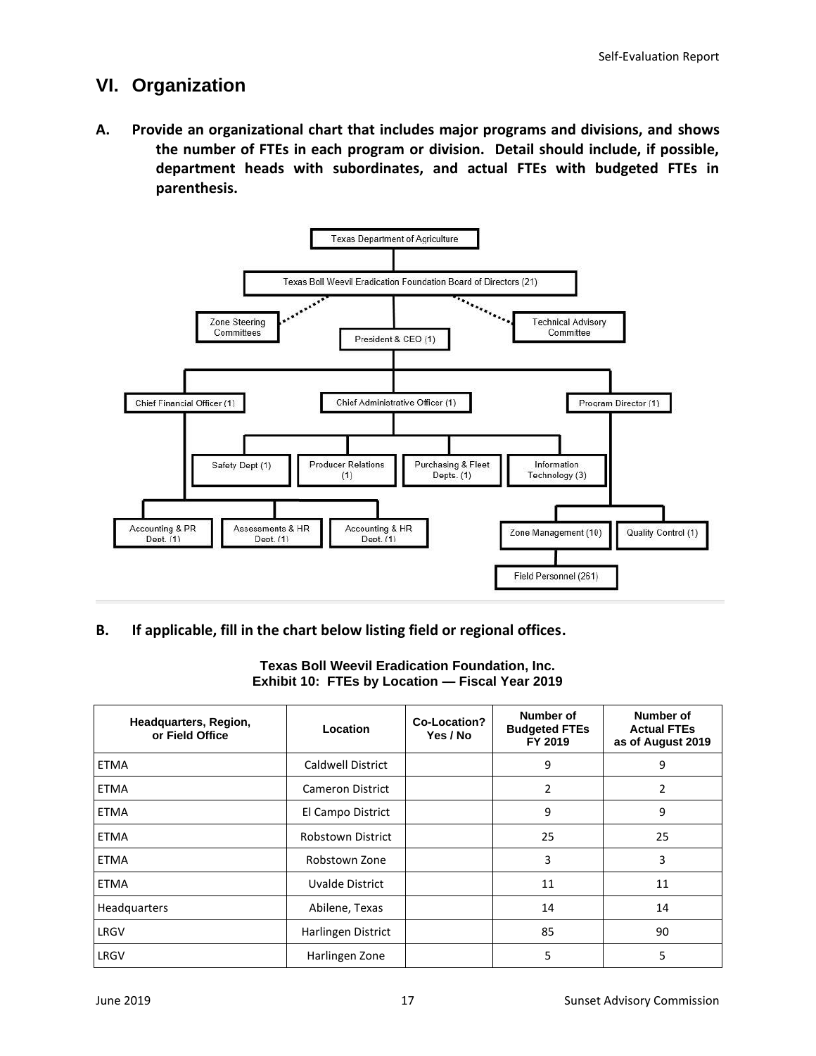# VI. Organization

**A. Provide an organizational chart that includes major programs and divisions, and shows the number of FTEs in each program or division. Detail should include, if possible, department heads with subordinates, and actual FTEs with budgeted FTEs in parenthesis.**

- Texas Department of Agriculture
  - Texas Boll Weevil Eradication Foundation Board of Directors (21)
    - Zone Steering Committees
    - Technical Advisory Committee
    - President & CEO (1)
      - Chief Financial Officer (1)
        - Accounting & PR Dept. (1)
        - Assessments & HR Dept. (1)
        - Accounting & HR Dept. (1)
      - Chief Administrative Officer (1)
        - Safety Dept (1)
        - Producer Relations (1)
        - Purchasing & Fleet Depts. (1)
        - Information Technology (3)
      - Program Director (1)
        - Zone Management (10)
          - Field Personnel (261)
        - Quality Control (1)

**B. If applicable, fill in the chart below listing field or regional offices.**

**Texas Boll Weevil Eradication Foundation, Inc.**
**Exhibit 10: FTEs by Location — Fiscal Year 2019**

| Headquarters, Region, or Field Office | Location | Co-Location? Yes / No | Number of Budgeted FTEs FY 2019 | Number of Actual FTEs as of August 2019 |
|---|---|---|---|---|
| ETMA | Caldwell District | | 9 | 9 |
| ETMA | Cameron District | | 2 | 2 |
| ETMA | El Campo District | | 9 | 9 |
| ETMA | Robstown District | | 25 | 25 |
| ETMA | Robstown Zone | | 3 | 3 |
| ETMA | Uvalde District | | 11 | 11 |
| Headquarters | Abilene, Texas | | 14 | 14 |
| LRGV | Harlingen District | | 85 | 90 |
| LRGV | Harlingen Zone | | 5 | 5 |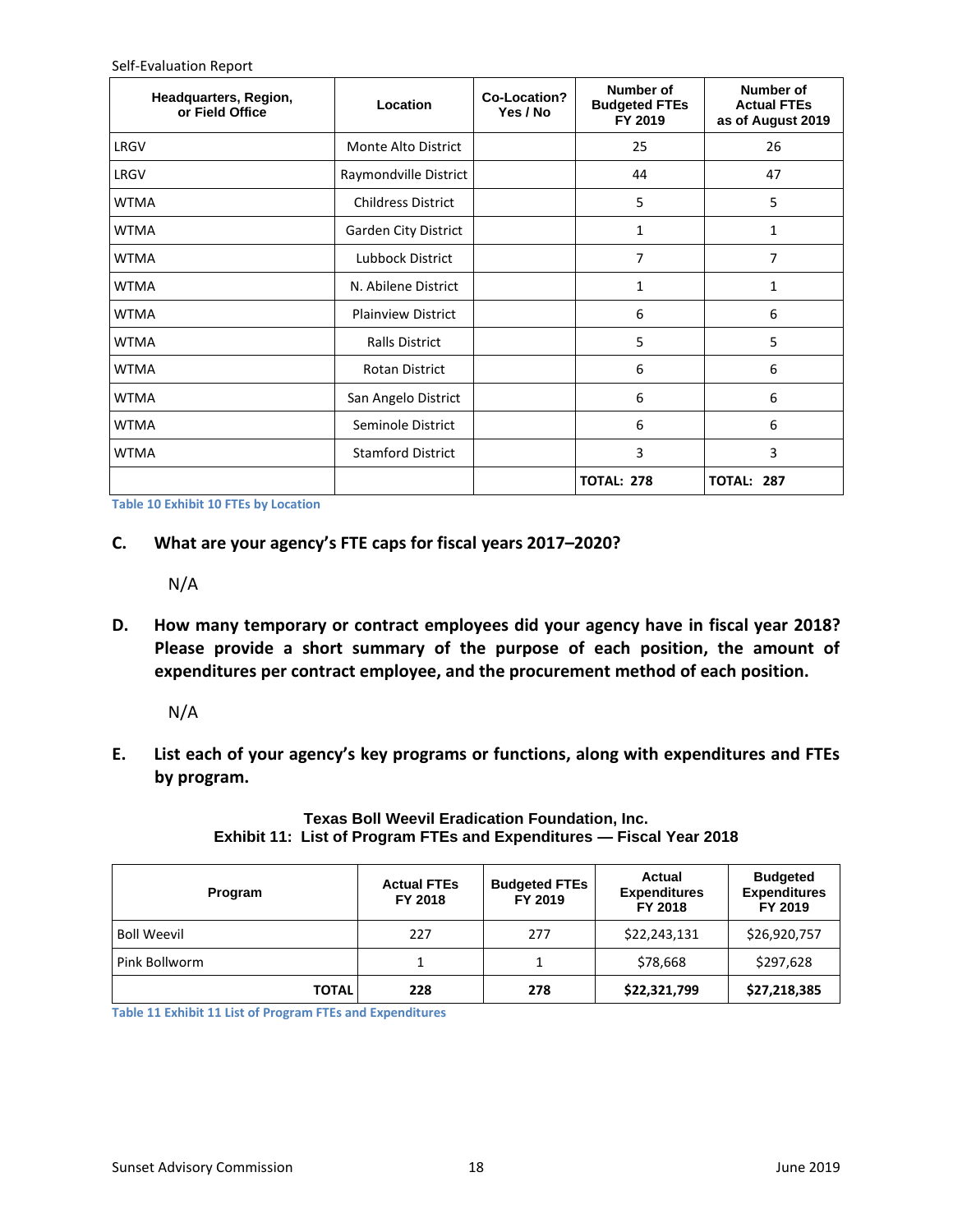| Headquarters, Region, or Field Office | Location | Co-Location? Yes / No | Number of Budgeted FTEs FY 2019 | Number of Actual FTEs as of August 2019 |
|---|---|---|---|---|
| LRGV | Monte Alto District | | 25 | 26 |
| LRGV | Raymondville District | | 44 | 47 |
| WTMA | Childress District | | 5 | 5 |
| WTMA | Garden City District | | 1 | 1 |
| WTMA | Lubbock District | | 7 | 7 |
| WTMA | N. Abilene District | | 1 | 1 |
| WTMA | Plainview District | | 6 | 6 |
| WTMA | Ralls District | | 5 | 5 |
| WTMA | Rotan District | | 6 | 6 |
| WTMA | San Angelo District | | 6 | 6 |
| WTMA | Seminole District | | 6 | 6 |
| WTMA | Stamford District | | 3 | 3 |
| | | | **TOTAL: 278** | **TOTAL: 287** |

Table 10 Exhibit 10 FTEs by Location

**C. What are your agency's FTE caps for fiscal years 2017–2020?**

N/A

**D. How many temporary or contract employees did your agency have in fiscal year 2018? Please provide a short summary of the purpose of each position, the amount of expenditures per contract employee, and the procurement method of each position.**

N/A

**E. List each of your agency's key programs or functions, along with expenditures and FTEs by program.**

**Texas Boll Weevil Eradication Foundation, Inc.**
**Exhibit 11: List of Program FTEs and Expenditures — Fiscal Year 2018**

| Program | Actual FTEs FY 2018 | Budgeted FTEs FY 2019 | Actual Expenditures FY 2018 | Budgeted Expenditures FY 2019 |
|---|---|---|---|---|
| Boll Weevil | 227 | 277 | $22,243,131 | $26,920,757 |
| Pink Bollworm | 1 | 1 | $78,668 | $297,628 |
| **TOTAL** | **228** | **278** | **$22,321,799** | **$27,218,385** |

Table 11 Exhibit 11 List of Program FTEs and Expenditures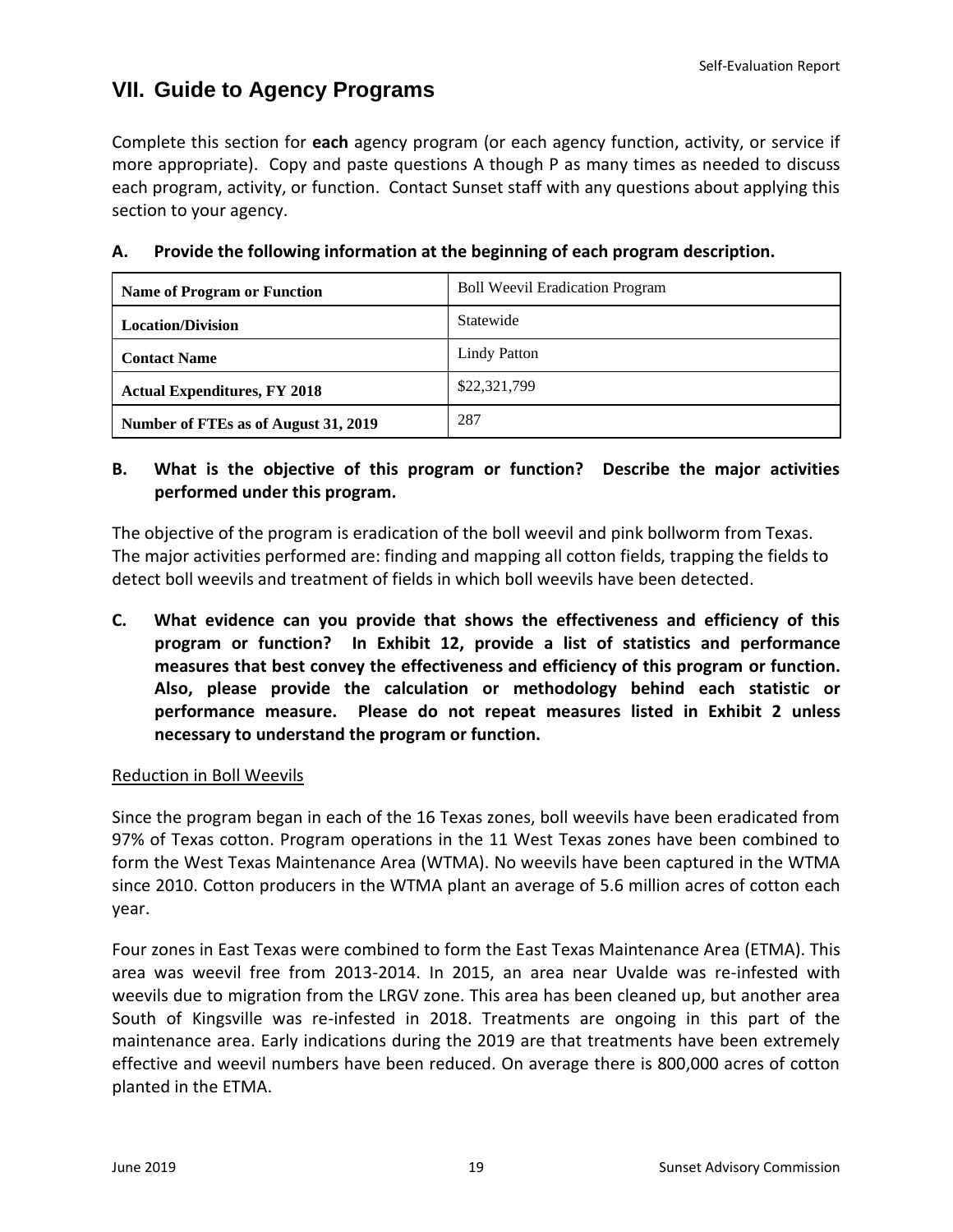## VII. Guide to Agency Programs

Complete this section for **each** agency program (or each agency function, activity, or service if more appropriate). Copy and paste questions A though P as many times as needed to discuss each program, activity, or function. Contact Sunset staff with any questions about applying this section to your agency.

### A. Provide the following information at the beginning of each program description.

| | |
|---|---|
| **Name of Program or Function** | Boll Weevil Eradication Program |
| **Location/Division** | Statewide |
| **Contact Name** | Lindy Patton |
| **Actual Expenditures, FY 2018** | $22,321,799 |
| **Number of FTEs as of August 31, 2019** | 287 |

### B. What is the objective of this program or function? Describe the major activities performed under this program.

The objective of the program is eradication of the boll weevil and pink bollworm from Texas. The major activities performed are: finding and mapping all cotton fields, trapping the fields to detect boll weevils and treatment of fields in which boll weevils have been detected.

### C. What evidence can you provide that shows the effectiveness and efficiency of this program or function? In Exhibit 12, provide a list of statistics and performance measures that best convey the effectiveness and efficiency of this program or function. Also, please provide the calculation or methodology behind each statistic or performance measure. Please do not repeat measures listed in Exhibit 2 unless necessary to understand the program or function.

Reduction in Boll Weevils

Since the program began in each of the 16 Texas zones, boll weevils have been eradicated from 97% of Texas cotton. Program operations in the 11 West Texas zones have been combined to form the West Texas Maintenance Area (WTMA). No weevils have been captured in the WTMA since 2010. Cotton producers in the WTMA plant an average of 5.6 million acres of cotton each year.

Four zones in East Texas were combined to form the East Texas Maintenance Area (ETMA). This area was weevil free from 2013-2014. In 2015, an area near Uvalde was re-infested with weevils due to migration from the LRGV zone. This area has been cleaned up, but another area South of Kingsville was re-infested in 2018. Treatments are ongoing in this part of the maintenance area. Early indications during the 2019 are that treatments have been extremely effective and weevil numbers have been reduced. On average there is 800,000 acres of cotton planted in the ETMA.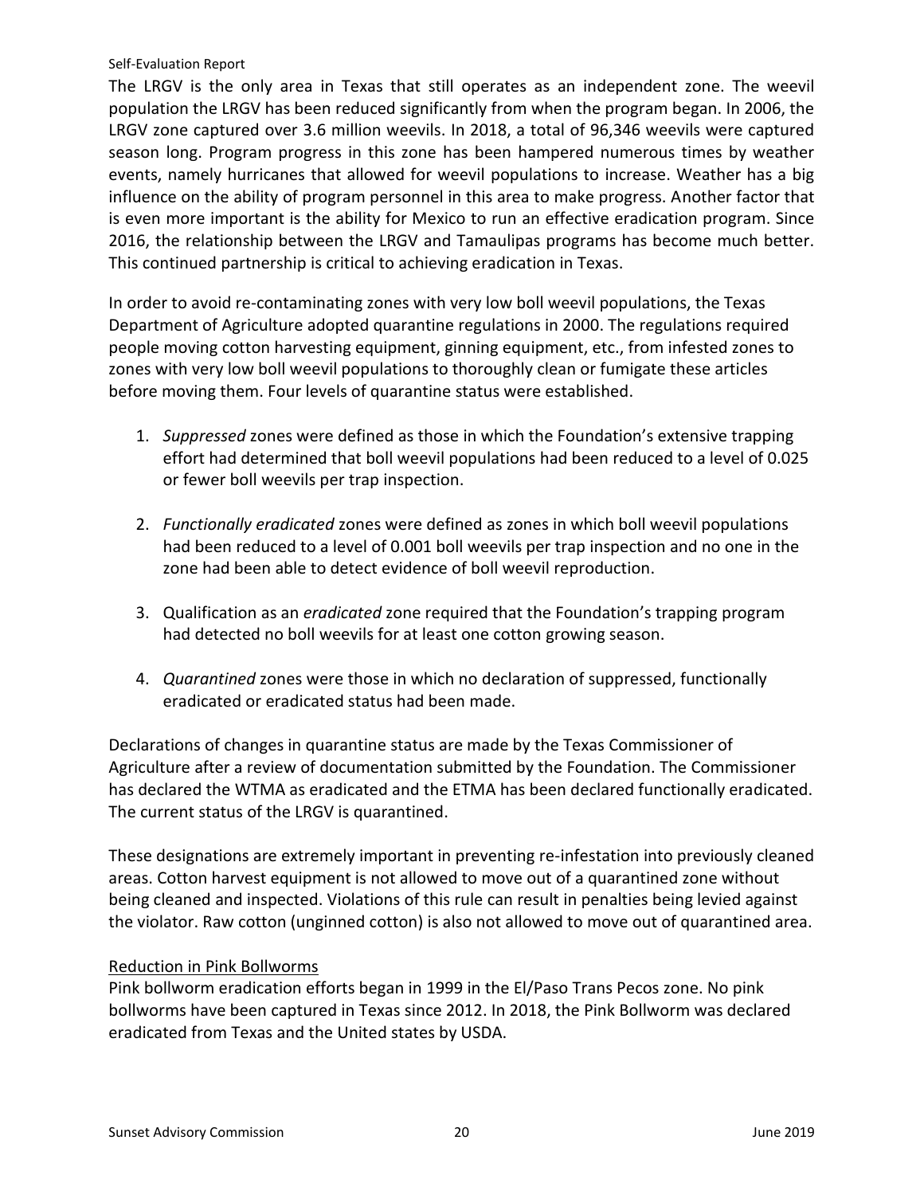The LRGV is the only area in Texas that still operates as an independent zone. The weevil population the LRGV has been reduced significantly from when the program began. In 2006, the LRGV zone captured over 3.6 million weevils. In 2018, a total of 96,346 weevils were captured season long. Program progress in this zone has been hampered numerous times by weather events, namely hurricanes that allowed for weevil populations to increase. Weather has a big influence on the ability of program personnel in this area to make progress. Another factor that is even more important is the ability for Mexico to run an effective eradication program. Since 2016, the relationship between the LRGV and Tamaulipas programs has become much better. This continued partnership is critical to achieving eradication in Texas.

In order to avoid re-contaminating zones with very low boll weevil populations, the Texas Department of Agriculture adopted quarantine regulations in 2000. The regulations required people moving cotton harvesting equipment, ginning equipment, etc., from infested zones to zones with very low boll weevil populations to thoroughly clean or fumigate these articles before moving them. Four levels of quarantine status were established.

1. *Suppressed* zones were defined as those in which the Foundation's extensive trapping effort had determined that boll weevil populations had been reduced to a level of 0.025 or fewer boll weevils per trap inspection.

2. *Functionally eradicated* zones were defined as zones in which boll weevil populations had been reduced to a level of 0.001 boll weevils per trap inspection and no one in the zone had been able to detect evidence of boll weevil reproduction.

3. Qualification as an *eradicated* zone required that the Foundation's trapping program had detected no boll weevils for at least one cotton growing season.

4. *Quarantined* zones were those in which no declaration of suppressed, functionally eradicated or eradicated status had been made.

Declarations of changes in quarantine status are made by the Texas Commissioner of Agriculture after a review of documentation submitted by the Foundation. The Commissioner has declared the WTMA as eradicated and the ETMA has been declared functionally eradicated. The current status of the LRGV is quarantined.

These designations are extremely important in preventing re-infestation into previously cleaned areas. Cotton harvest equipment is not allowed to move out of a quarantined zone without being cleaned and inspected. Violations of this rule can result in penalties being levied against the violator. Raw cotton (unginned cotton) is also not allowed to move out of quarantined area.

Reduction in Pink Bollworms

Pink bollworm eradication efforts began in 1999 in the El/Paso Trans Pecos zone. No pink bollworms have been captured in Texas since 2012. In 2018, the Pink Bollworm was declared eradicated from Texas and the United states by USDA.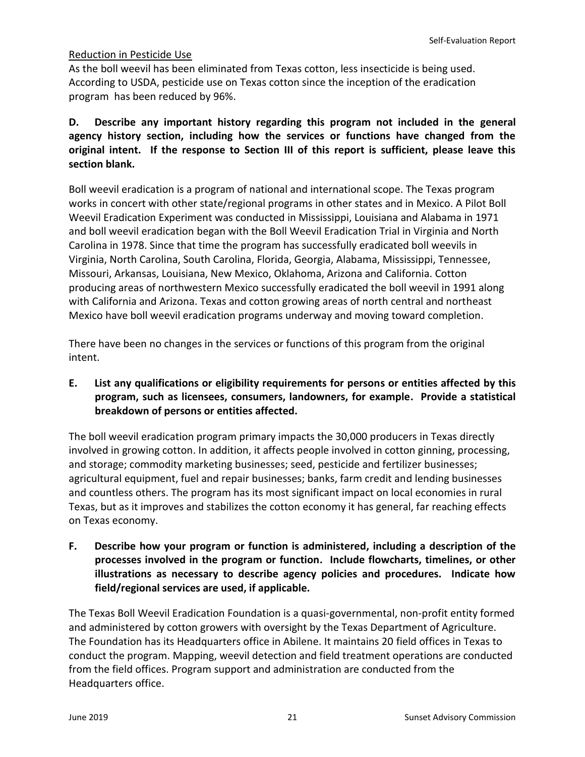Reduction in Pesticide Use

As the boll weevil has been eliminated from Texas cotton, less insecticide is being used. According to USDA, pesticide use on Texas cotton since the inception of the eradication program has been reduced by 96%.

**D. Describe any important history regarding this program not included in the general agency history section, including how the services or functions have changed from the original intent. If the response to Section III of this report is sufficient, please leave this section blank.**

Boll weevil eradication is a program of national and international scope. The Texas program works in concert with other state/regional programs in other states and in Mexico. A Pilot Boll Weevil Eradication Experiment was conducted in Mississippi, Louisiana and Alabama in 1971 and boll weevil eradication began with the Boll Weevil Eradication Trial in Virginia and North Carolina in 1978. Since that time the program has successfully eradicated boll weevils in Virginia, North Carolina, South Carolina, Florida, Georgia, Alabama, Mississippi, Tennessee, Missouri, Arkansas, Louisiana, New Mexico, Oklahoma, Arizona and California. Cotton producing areas of northwestern Mexico successfully eradicated the boll weevil in 1991 along with California and Arizona. Texas and cotton growing areas of north central and northeast Mexico have boll weevil eradication programs underway and moving toward completion.

There have been no changes in the services or functions of this program from the original intent.

**E. List any qualifications or eligibility requirements for persons or entities affected by this program, such as licensees, consumers, landowners, for example. Provide a statistical breakdown of persons or entities affected.**

The boll weevil eradication program primary impacts the 30,000 producers in Texas directly involved in growing cotton. In addition, it affects people involved in cotton ginning, processing, and storage; commodity marketing businesses; seed, pesticide and fertilizer businesses; agricultural equipment, fuel and repair businesses; banks, farm credit and lending businesses and countless others. The program has its most significant impact on local economies in rural Texas, but as it improves and stabilizes the cotton economy it has general, far reaching effects on Texas economy.

**F. Describe how your program or function is administered, including a description of the processes involved in the program or function. Include flowcharts, timelines, or other illustrations as necessary to describe agency policies and procedures. Indicate how field/regional services are used, if applicable.**

The Texas Boll Weevil Eradication Foundation is a quasi-governmental, non-profit entity formed and administered by cotton growers with oversight by the Texas Department of Agriculture. The Foundation has its Headquarters office in Abilene. It maintains 20 field offices in Texas to conduct the program. Mapping, weevil detection and field treatment operations are conducted from the field offices. Program support and administration are conducted from the Headquarters office.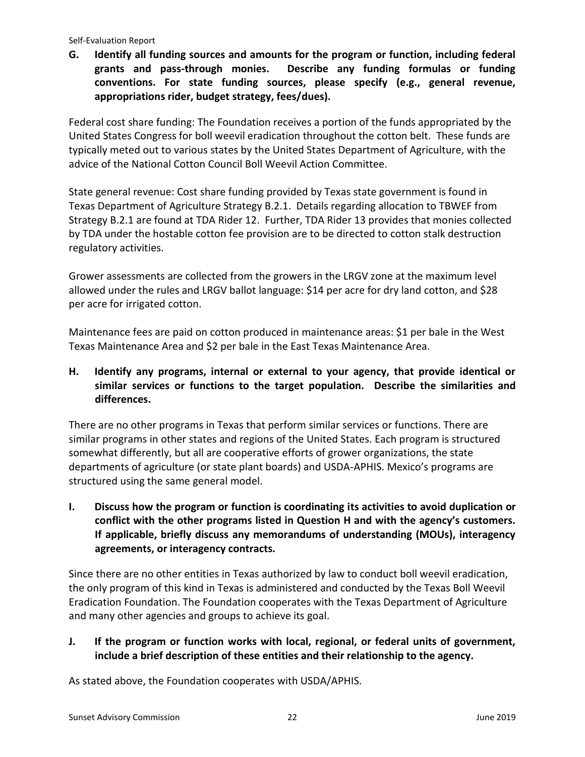**G. Identify all funding sources and amounts for the program or function, including federal grants and pass-through monies. Describe any funding formulas or funding conventions. For state funding sources, please specify (e.g., general revenue, appropriations rider, budget strategy, fees/dues).**

Federal cost share funding: The Foundation receives a portion of the funds appropriated by the United States Congress for boll weevil eradication throughout the cotton belt. These funds are typically meted out to various states by the United States Department of Agriculture, with the advice of the National Cotton Council Boll Weevil Action Committee.

State general revenue: Cost share funding provided by Texas state government is found in Texas Department of Agriculture Strategy B.2.1. Details regarding allocation to TBWEF from Strategy B.2.1 are found at TDA Rider 12. Further, TDA Rider 13 provides that monies collected by TDA under the hostable cotton fee provision are to be directed to cotton stalk destruction regulatory activities.

Grower assessments are collected from the growers in the LRGV zone at the maximum level allowed under the rules and LRGV ballot language: $14 per acre for dry land cotton, and $28 per acre for irrigated cotton.

Maintenance fees are paid on cotton produced in maintenance areas: $1 per bale in the West Texas Maintenance Area and $2 per bale in the East Texas Maintenance Area.

**H. Identify any programs, internal or external to your agency, that provide identical or similar services or functions to the target population. Describe the similarities and differences.**

There are no other programs in Texas that perform similar services or functions. There are similar programs in other states and regions of the United States. Each program is structured somewhat differently, but all are cooperative efforts of grower organizations, the state departments of agriculture (or state plant boards) and USDA-APHIS. Mexico's programs are structured using the same general model.

**I. Discuss how the program or function is coordinating its activities to avoid duplication or conflict with the other programs listed in Question H and with the agency's customers. If applicable, briefly discuss any memorandums of understanding (MOUs), interagency agreements, or interagency contracts.**

Since there are no other entities in Texas authorized by law to conduct boll weevil eradication, the only program of this kind in Texas is administered and conducted by the Texas Boll Weevil Eradication Foundation. The Foundation cooperates with the Texas Department of Agriculture and many other agencies and groups to achieve its goal.

**J. If the program or function works with local, regional, or federal units of government, include a brief description of these entities and their relationship to the agency.**

As stated above, the Foundation cooperates with USDA/APHIS.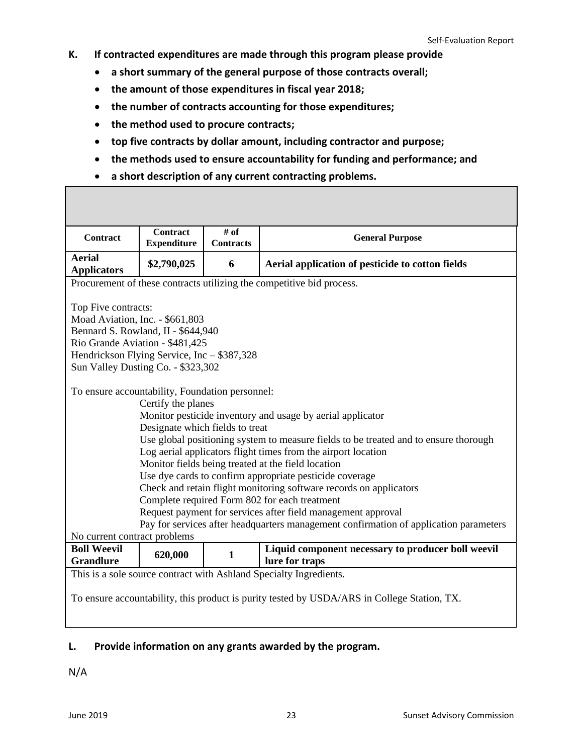**K. If contracted expenditures are made through this program please provide**

- **a short summary of the general purpose of those contracts overall;**
- **the amount of those expenditures in fiscal year 2018;**
- **the number of contracts accounting for those expenditures;**
- **the method used to procure contracts;**
- **top five contracts by dollar amount, including contractor and purpose;**
- **the methods used to ensure accountability for funding and performance; and**
- **a short description of any current contracting problems.**

| Contract | Contract Expenditure | # of Contracts | General Purpose |
|---|---|---|---|
| **Aerial Applicators** | **$2,790,025** | **6** | **Aerial application of pesticide to cotton fields** |

Procurement of these contracts utilizing the competitive bid process.

Top Five contracts:
Moad Aviation, Inc. - $661,803
Bennard S. Rowland, II - $644,940
Rio Grande Aviation - $481,425
Hendrickson Flying Service, Inc – $387,328
Sun Valley Dusting Co. - $323,302

To ensure accountability, Foundation personnel:

- Certify the planes
- Monitor pesticide inventory and usage by aerial applicator
- Designate which fields to treat
- Use global positioning system to measure fields to be treated and to ensure thorough
- Log aerial applicators flight times from the airport location
- Monitor fields being treated at the field location
- Use dye cards to confirm appropriate pesticide coverage
- Check and retain flight monitoring software records on applicators
- Complete required Form 802 for each treatment
- Request payment for services after field management approval
- Pay for services after headquarters management confirmation of application parameters

No current contract problems

| Contract | Contract Expenditure | # of Contracts | General Purpose |
|---|---|---|---|
| **Boll Weevil Grandlure** | **620,000** | **1** | **Liquid component necessary to producer boll weevil lure for traps** |

This is a sole source contract with Ashland Specialty Ingredients.

To ensure accountability, this product is purity tested by USDA/ARS in College Station, TX.

**L. Provide information on any grants awarded by the program.**

N/A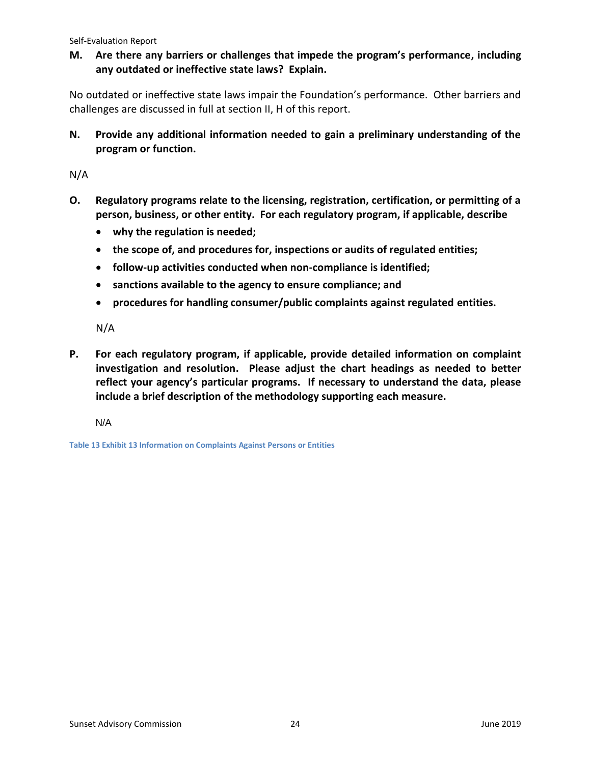**M. Are there any barriers or challenges that impede the program's performance, including any outdated or ineffective state laws? Explain.**

No outdated or ineffective state laws impair the Foundation's performance. Other barriers and challenges are discussed in full at section II, H of this report.

**N. Provide any additional information needed to gain a preliminary understanding of the program or function.**

N/A

**O. Regulatory programs relate to the licensing, registration, certification, or permitting of a person, business, or other entity. For each regulatory program, if applicable, describe**

- **why the regulation is needed;**
- **the scope of, and procedures for, inspections or audits of regulated entities;**
- **follow-up activities conducted when non-compliance is identified;**
- **sanctions available to the agency to ensure compliance; and**
- **procedures for handling consumer/public complaints against regulated entities.**

N/A

**P. For each regulatory program, if applicable, provide detailed information on complaint investigation and resolution. Please adjust the chart headings as needed to better reflect your agency's particular programs. If necessary to understand the data, please include a brief description of the methodology supporting each measure.**

N/A

Table 13 Exhibit 13 Information on Complaints Against Persons or Entities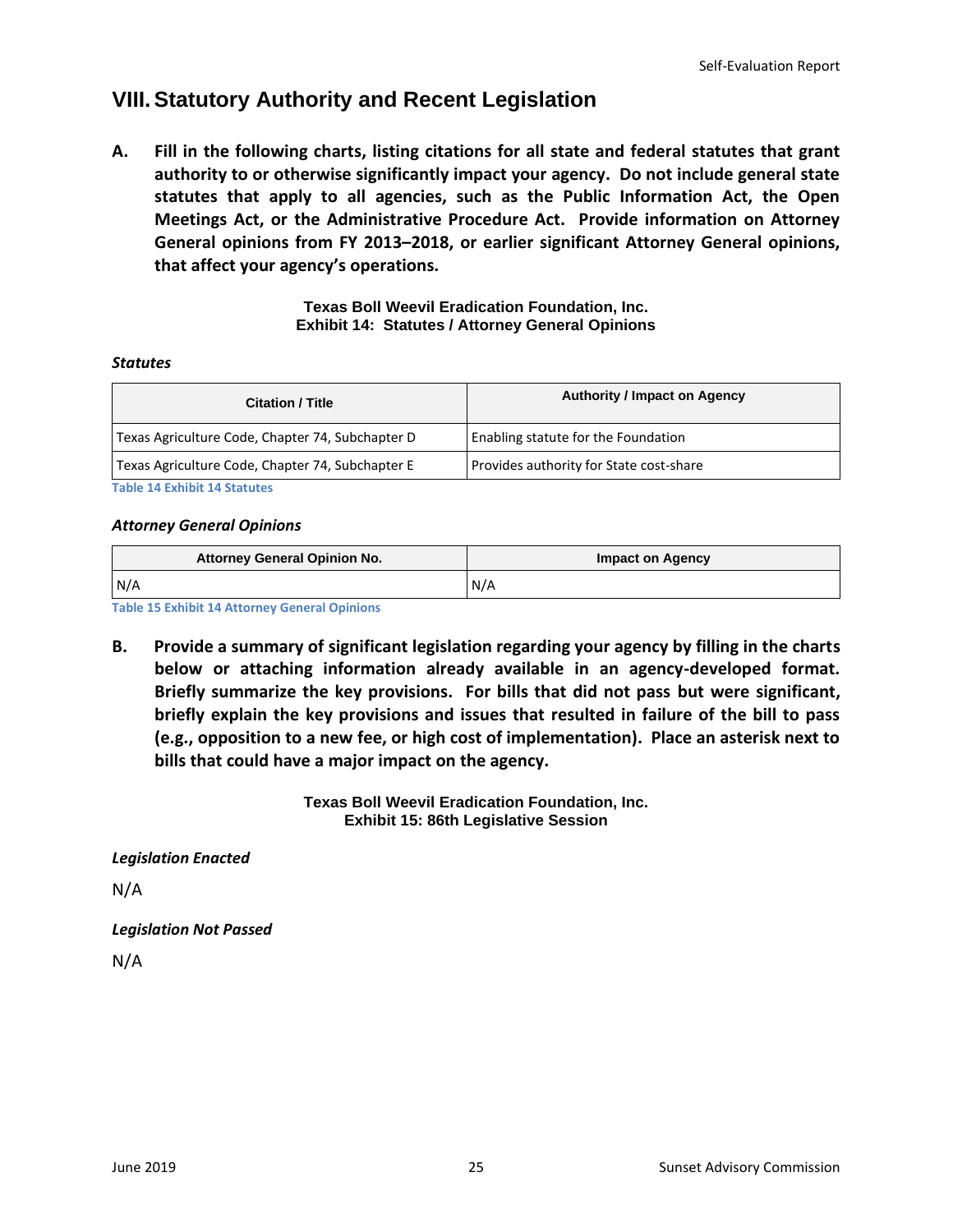## VIII. Statutory Authority and Recent Legislation

**A. Fill in the following charts, listing citations for all state and federal statutes that grant authority to or otherwise significantly impact your agency. Do not include general state statutes that apply to all agencies, such as the Public Information Act, the Open Meetings Act, or the Administrative Procedure Act. Provide information on Attorney General opinions from FY 2013–2018, or earlier significant Attorney General opinions, that affect your agency's operations.**

**Texas Boll Weevil Eradication Foundation, Inc.**
**Exhibit 14: Statutes / Attorney General Opinions**

***Statutes***

| Citation / Title | Authority / Impact on Agency |
| --- | --- |
| Texas Agriculture Code, Chapter 74, Subchapter D | Enabling statute for the Foundation |
| Texas Agriculture Code, Chapter 74, Subchapter E | Provides authority for State cost-share |

Table 14 Exhibit 14 Statutes

***Attorney General Opinions***

| Attorney General Opinion No. | Impact on Agency |
| --- | --- |
| N/A | N/A |

Table 15 Exhibit 14 Attorney General Opinions

**B. Provide a summary of significant legislation regarding your agency by filling in the charts below or attaching information already available in an agency-developed format. Briefly summarize the key provisions. For bills that did not pass but were significant, briefly explain the key provisions and issues that resulted in failure of the bill to pass (e.g., opposition to a new fee, or high cost of implementation). Place an asterisk next to bills that could have a major impact on the agency.**

**Texas Boll Weevil Eradication Foundation, Inc.**
**Exhibit 15: 86th Legislative Session**

***Legislation Enacted***

N/A

***Legislation Not Passed***

N/A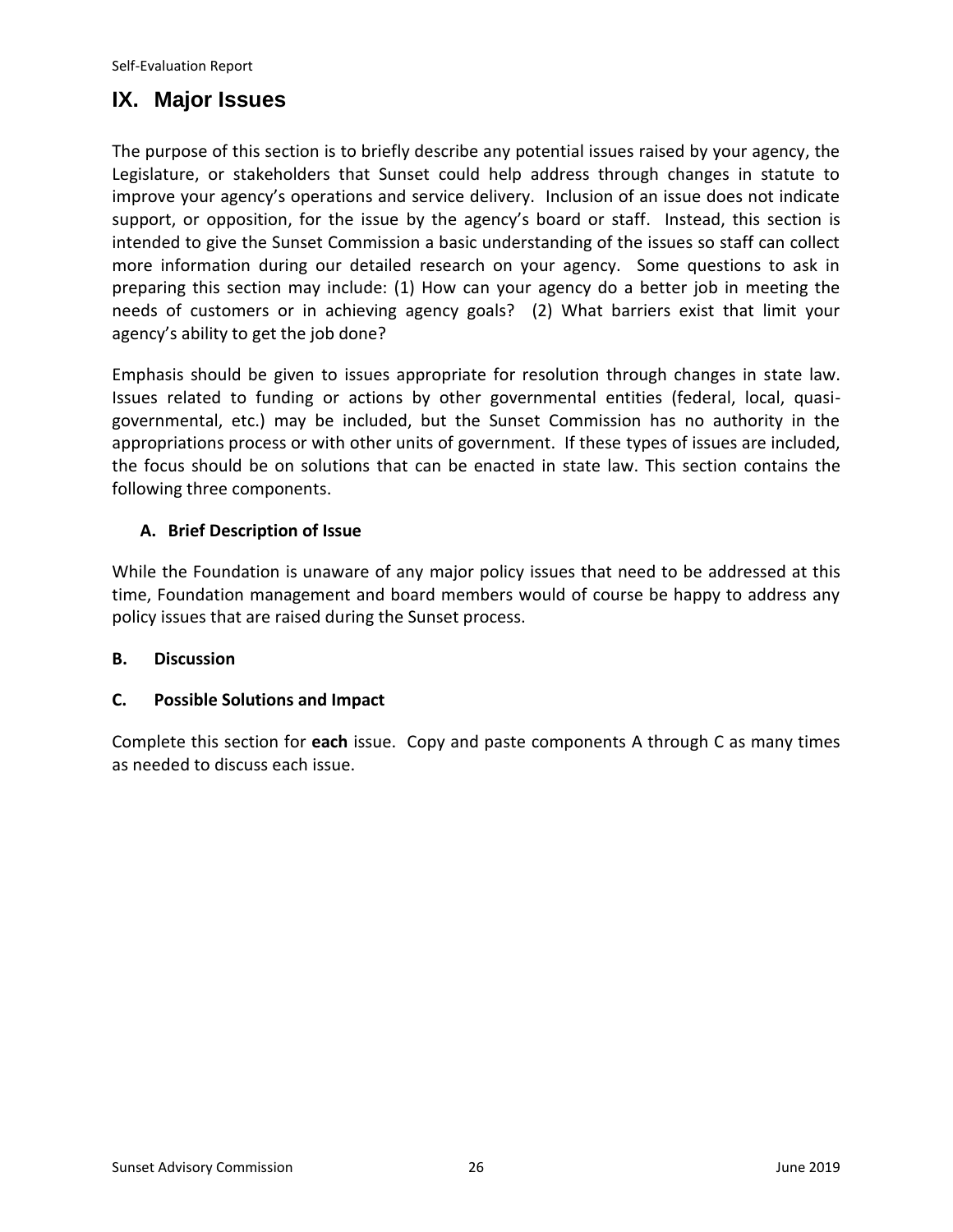## IX. Major Issues

The purpose of this section is to briefly describe any potential issues raised by your agency, the Legislature, or stakeholders that Sunset could help address through changes in statute to improve your agency's operations and service delivery. Inclusion of an issue does not indicate support, or opposition, for the issue by the agency's board or staff. Instead, this section is intended to give the Sunset Commission a basic understanding of the issues so staff can collect more information during our detailed research on your agency. Some questions to ask in preparing this section may include: (1) How can your agency do a better job in meeting the needs of customers or in achieving agency goals? (2) What barriers exist that limit your agency's ability to get the job done?

Emphasis should be given to issues appropriate for resolution through changes in state law. Issues related to funding or actions by other governmental entities (federal, local, quasi-governmental, etc.) may be included, but the Sunset Commission has no authority in the appropriations process or with other units of government. If these types of issues are included, the focus should be on solutions that can be enacted in state law. This section contains the following three components.

### A. Brief Description of Issue

While the Foundation is unaware of any major policy issues that need to be addressed at this time, Foundation management and board members would of course be happy to address any policy issues that are raised during the Sunset process.

### B. Discussion

### C. Possible Solutions and Impact

Complete this section for **each** issue. Copy and paste components A through C as many times as needed to discuss each issue.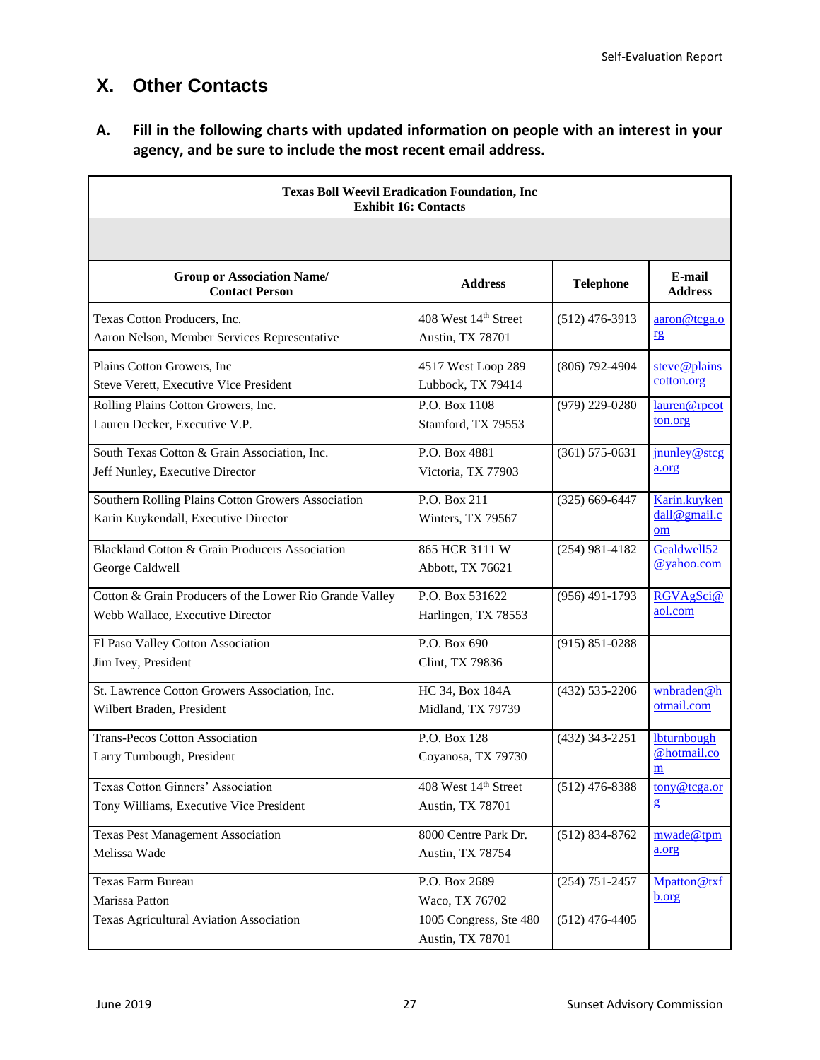# X. Other Contacts

## A. Fill in the following charts with updated information on people with an interest in your agency, and be sure to include the most recent email address.

**Texas Boll Weevil Eradication Foundation, Inc**
**Exhibit 16: Contacts**

| Group or Association Name/ Contact Person | Address | Telephone | E-mail Address |
|---|---|---|---|
| Texas Cotton Producers, Inc.<br>Aaron Nelson, Member Services Representative | 408 West 14th Street<br>Austin, TX 78701 | (512) 476-3913 | aaron@tcga.org |
| Plains Cotton Growers, Inc<br>Steve Verett, Executive Vice President | 4517 West Loop 289<br>Lubbock, TX 79414 | (806) 792-4904 | steve@plainscotton.org |
| Rolling Plains Cotton Growers, Inc.<br>Lauren Decker, Executive V.P. | P.O. Box 1108<br>Stamford, TX 79553 | (979) 229-0280 | lauren@rpcotton.org |
| South Texas Cotton & Grain Association, Inc.<br>Jeff Nunley, Executive Director | P.O. Box 4881<br>Victoria, TX 77903 | (361) 575-0631 | jnunley@stcga.org |
| Southern Rolling Plains Cotton Growers Association<br>Karin Kuykendall, Executive Director | P.O. Box 211<br>Winters, TX 79567 | (325) 669-6447 | Karin.kuykendall@gmail.com |
| Blackland Cotton & Grain Producers Association<br>George Caldwell | 865 HCR 3111 W<br>Abbott, TX 76621 | (254) 981-4182 | Gcaldwell52@yahoo.com |
| Cotton & Grain Producers of the Lower Rio Grande Valley<br>Webb Wallace, Executive Director | P.O. Box 531622<br>Harlingen, TX 78553 | (956) 491-1793 | RGVAgSci@aol.com |
| El Paso Valley Cotton Association<br>Jim Ivey, President | P.O. Box 690<br>Clint, TX 79836 | (915) 851-0288 | |
| St. Lawrence Cotton Growers Association, Inc.<br>Wilbert Braden, President | HC 34, Box 184A<br>Midland, TX 79739 | (432) 535-2206 | wnbraden@hotmail.com |
| Trans-Pecos Cotton Association<br>Larry Turnbough, President | P.O. Box 128<br>Coyanosa, TX 79730 | (432) 343-2251 | lbturnbough@hotmail.com |
| Texas Cotton Ginners' Association<br>Tony Williams, Executive Vice President | 408 West 14th Street<br>Austin, TX 78701 | (512) 476-8388 | tony@tcga.org |
| Texas Pest Management Association<br>Melissa Wade | 8000 Centre Park Dr.<br>Austin, TX 78754 | (512) 834-8762 | mwade@tpma.org |
| Texas Farm Bureau<br>Marissa Patton | P.O. Box 2689<br>Waco, TX 76702 | (254) 751-2457 | Mpatton@txfb.org |
| Texas Agricultural Aviation Association | 1005 Congress, Ste 480<br>Austin, TX 78701 | (512) 476-4405 | |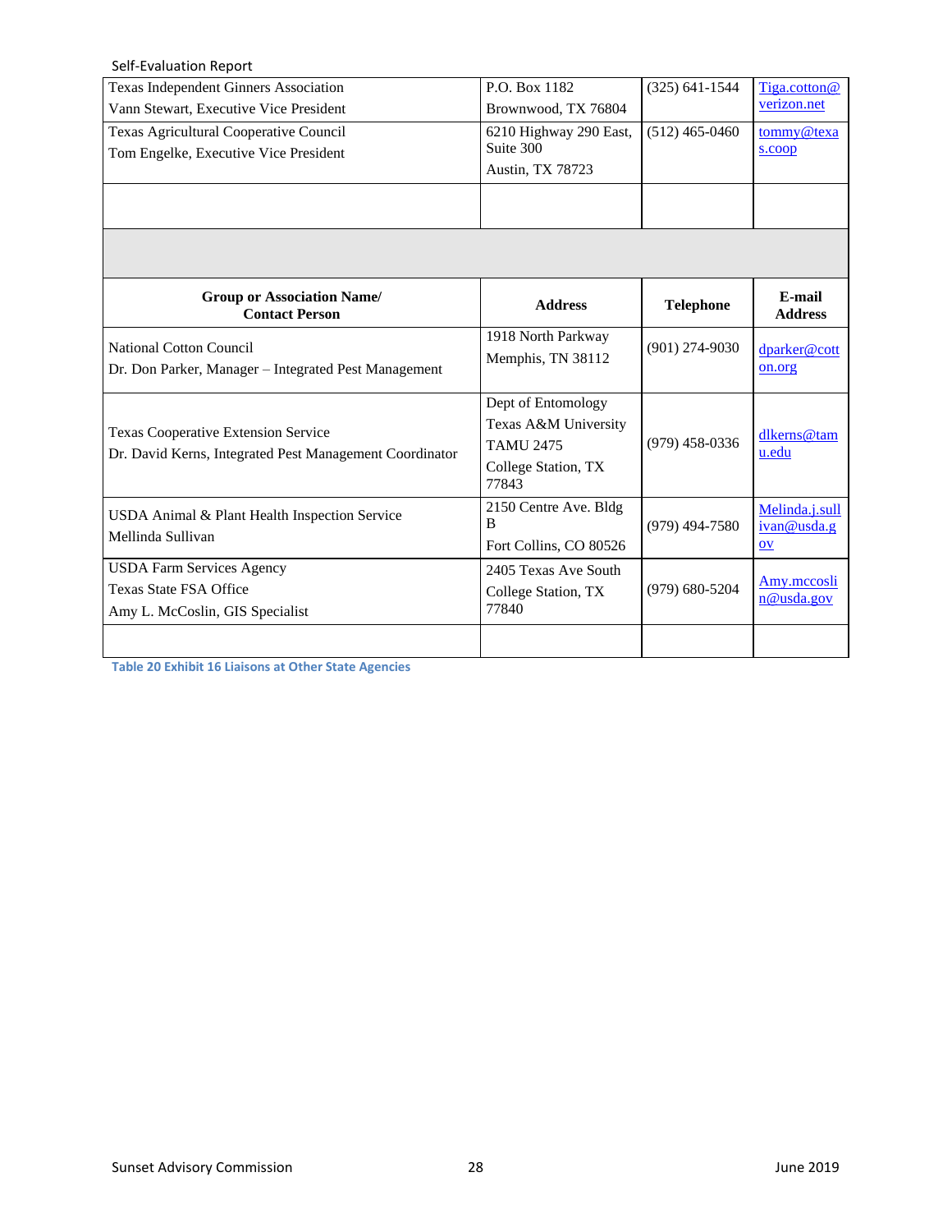| Texas Independent Ginners Association<br>Vann Stewart, Executive Vice President | P.O. Box 1182<br>Brownwood, TX 76804 | (325) 641-1544 | Tiga.cotton@verizon.net |
|---|---|---|---|
| Texas Agricultural Cooperative Council<br>Tom Engelke, Executive Vice President | 6210 Highway 290 East, Suite 300<br>Austin, TX 78723 | (512) 465-0460 | tommy@texas.coop |
| | | | |

| **Group or Association Name/ Contact Person** | **Address** | **Telephone** | **E-mail Address** |
|---|---|---|---|
| National Cotton Council<br>Dr. Don Parker, Manager – Integrated Pest Management | 1918 North Parkway<br>Memphis, TN 38112 | (901) 274-9030 | dparker@cotton.org |
| Texas Cooperative Extension Service<br>Dr. David Kerns, Integrated Pest Management Coordinator | Dept of Entomology<br>Texas A&M University<br>TAMU 2475<br>College Station, TX 77843 | (979) 458-0336 | dlkerns@tamu.edu |
| USDA Animal & Plant Health Inspection Service<br>Mellinda Sullivan | 2150 Centre Ave. Bldg B<br>Fort Collins, CO 80526 | (979) 494-7580 | Melinda.j.sullivan@usda.gov |
| USDA Farm Services Agency<br>Texas State FSA Office<br>Amy L. McCoslin, GIS Specialist | 2405 Texas Ave South<br>College Station, TX 77840 | (979) 680-5204 | Amy.mccoslin@usda.gov |
| | | | |

Table 20 Exhibit 16 Liaisons at Other State Agencies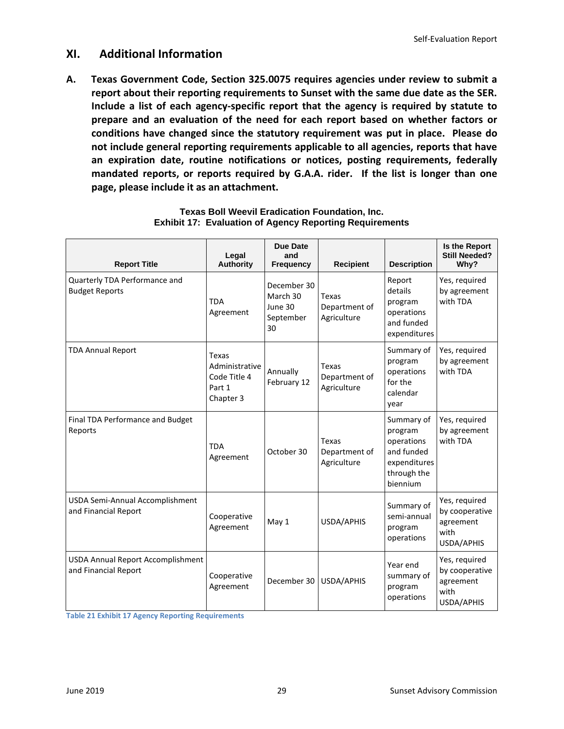## XI. Additional Information

**A. Texas Government Code, Section 325.0075 requires agencies under review to submit a report about their reporting requirements to Sunset with the same due date as the SER. Include a list of each agency-specific report that the agency is required by statute to prepare and an evaluation of the need for each report based on whether factors or conditions have changed since the statutory requirement was put in place. Please do not include general reporting requirements applicable to all agencies, reports that have an expiration date, routine notifications or notices, posting requirements, federally mandated reports, or reports required by G.A.A. rider. If the list is longer than one page, please include it as an attachment.**

**Texas Boll Weevil Eradication Foundation, Inc.**
**Exhibit 17: Evaluation of Agency Reporting Requirements**

| Report Title | Legal Authority | Due Date and Frequency | Recipient | Description | Is the Report Still Needed? Why? |
|---|---|---|---|---|---|
| Quarterly TDA Performance and Budget Reports | TDA Agreement | December 30 March 30 June 30 September 30 | Texas Department of Agriculture | Report details program operations and funded expenditures | Yes, required by agreement with TDA |
| TDA Annual Report | Texas Administrative Code Title 4 Part 1 Chapter 3 | Annually February 12 | Texas Department of Agriculture | Summary of program operations for the calendar year | Yes, required by agreement with TDA |
| Final TDA Performance and Budget Reports | TDA Agreement | October 30 | Texas Department of Agriculture | Summary of program operations and funded expenditures through the biennium | Yes, required by agreement with TDA |
| USDA Semi-Annual Accomplishment and Financial Report | Cooperative Agreement | May 1 | USDA/APHIS | Summary of semi-annual program operations | Yes, required by cooperative agreement with USDA/APHIS |
| USDA Annual Report Accomplishment and Financial Report | Cooperative Agreement | December 30 | USDA/APHIS | Year end summary of program operations | Yes, required by cooperative agreement with USDA/APHIS |

Table 21 Exhibit 17 Agency Reporting Requirements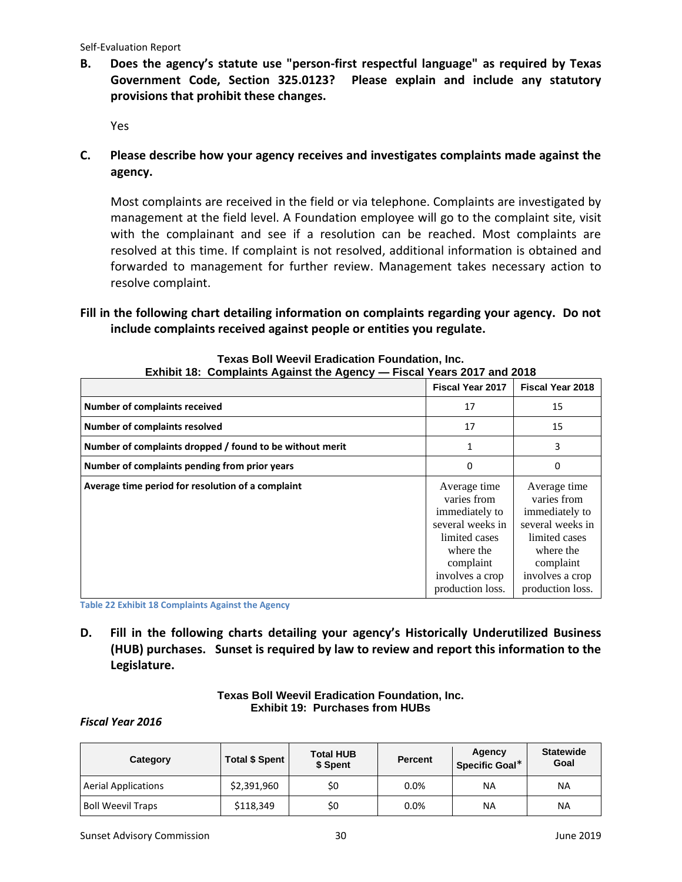**B. Does the agency's statute use "person-first respectful language" as required by Texas Government Code, Section 325.0123? Please explain and include any statutory provisions that prohibit these changes.**

Yes

**C. Please describe how your agency receives and investigates complaints made against the agency.**

Most complaints are received in the field or via telephone. Complaints are investigated by management at the field level. A Foundation employee will go to the complaint site, visit with the complainant and see if a resolution can be reached. Most complaints are resolved at this time. If complaint is not resolved, additional information is obtained and forwarded to management for further review. Management takes necessary action to resolve complaint.

**Fill in the following chart detailing information on complaints regarding your agency. Do not include complaints received against people or entities you regulate.**

**Texas Boll Weevil Eradication Foundation, Inc.**
**Exhibit 18: Complaints Against the Agency — Fiscal Years 2017 and 2018**

| | Fiscal Year 2017 | Fiscal Year 2018 |
|---|---|---|
| **Number of complaints received** | 17 | 15 |
| **Number of complaints resolved** | 17 | 15 |
| **Number of complaints dropped / found to be without merit** | 1 | 3 |
| **Number of complaints pending from prior years** | 0 | 0 |
| **Average time period for resolution of a complaint** | Average time varies from immediately to several weeks in limited cases where the complaint involves a crop production loss. | Average time varies from immediately to several weeks in limited cases where the complaint involves a crop production loss. |

Table 22 Exhibit 18 Complaints Against the Agency

**D. Fill in the following charts detailing your agency's Historically Underutilized Business (HUB) purchases. Sunset is required by law to review and report this information to the Legislature.**

**Texas Boll Weevil Eradication Foundation, Inc.**
**Exhibit 19: Purchases from HUBs**

*Fiscal Year 2016*

| Category | Total $ Spent | Total HUB $ Spent | Percent | Agency Specific Goal* | Statewide Goal |
|---|---|---|---|---|---|
| Aerial Applications | $2,391,960 | $0 | 0.0% | NA | NA |
| Boll Weevil Traps | $118,349 | $0 | 0.0% | NA | NA |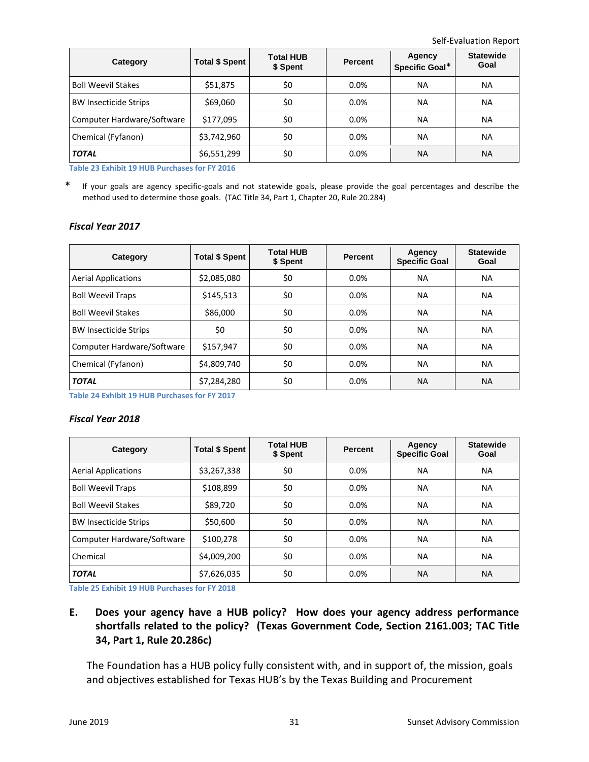| Category | Total $ Spent | Total HUB $ Spent | Percent | Agency Specific Goal* | Statewide Goal |
|---|---|---|---|---|---|
| Boll Weevil Stakes | $51,875 | $0 | 0.0% | NA | NA |
| BW Insecticide Strips | $69,060 | $0 | 0.0% | NA | NA |
| Computer Hardware/Software | $177,095 | $0 | 0.0% | NA | NA |
| Chemical (Fyfanon) | $3,742,960 | $0 | 0.0% | NA | NA |
| ***TOTAL*** | $6,551,299 | $0 | 0.0% | NA | NA |

**Table 23 Exhibit 19 HUB Purchases for FY 2016**

\* If your goals are agency specific-goals and not statewide goals, please provide the goal percentages and describe the method used to determine those goals. (TAC Title 34, Part 1, Chapter 20, Rule 20.284)

### *Fiscal Year 2017*

| Category | Total $ Spent | Total HUB $ Spent | Percent | Agency Specific Goal | Statewide Goal |
|---|---|---|---|---|---|
| Aerial Applications | $2,085,080 | $0 | 0.0% | NA | NA |
| Boll Weevil Traps | $145,513 | $0 | 0.0% | NA | NA |
| Boll Weevil Stakes | $86,000 | $0 | 0.0% | NA | NA |
| BW Insecticide Strips | $0 | $0 | 0.0% | NA | NA |
| Computer Hardware/Software | $157,947 | $0 | 0.0% | NA | NA |
| Chemical (Fyfanon) | $4,809,740 | $0 | 0.0% | NA | NA |
| ***TOTAL*** | $7,284,280 | $0 | 0.0% | NA | NA |

**Table 24 Exhibit 19 HUB Purchases for FY 2017**

### *Fiscal Year 2018*

| Category | Total $ Spent | Total HUB $ Spent | Percent | Agency Specific Goal | Statewide Goal |
|---|---|---|---|---|---|
| Aerial Applications | $3,267,338 | $0 | 0.0% | NA | NA |
| Boll Weevil Traps | $108,899 | $0 | 0.0% | NA | NA |
| Boll Weevil Stakes | $89,720 | $0 | 0.0% | NA | NA |
| BW Insecticide Strips | $50,600 | $0 | 0.0% | NA | NA |
| Computer Hardware/Software | $100,278 | $0 | 0.0% | NA | NA |
| Chemical | $4,009,200 | $0 | 0.0% | NA | NA |
| ***TOTAL*** | $7,626,035 | $0 | 0.0% | NA | NA |

**Table 25 Exhibit 19 HUB Purchases for FY 2018**

**E. Does your agency have a HUB policy? How does your agency address performance shortfalls related to the policy? (Texas Government Code, Section 2161.003; TAC Title 34, Part 1, Rule 20.286c)**

The Foundation has a HUB policy fully consistent with, and in support of, the mission, goals and objectives established for Texas HUB's by the Texas Building and Procurement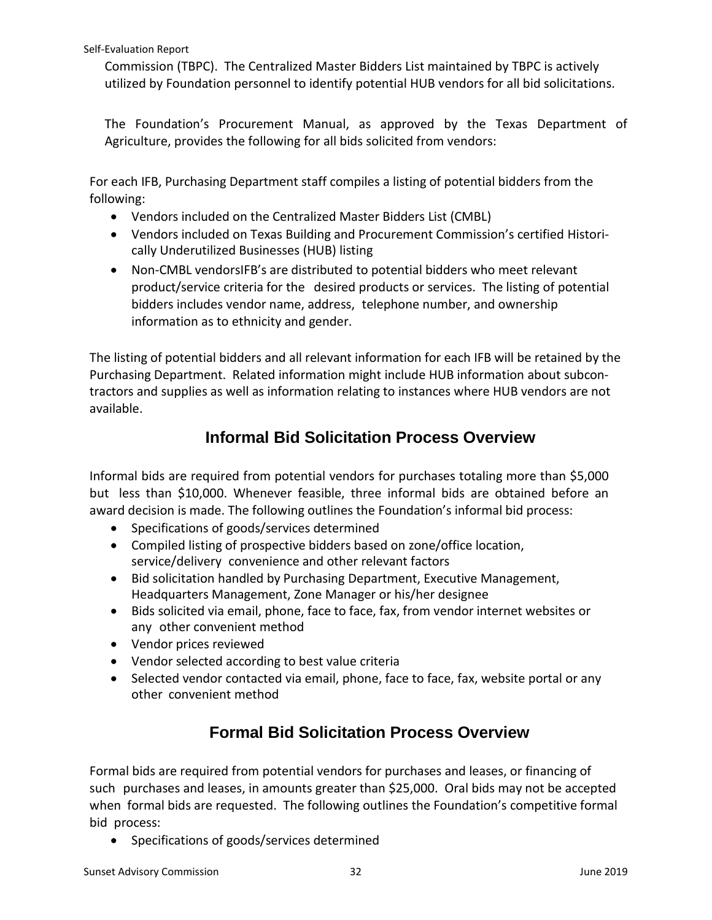Commission (TBPC). The Centralized Master Bidders List maintained by TBPC is actively utilized by Foundation personnel to identify potential HUB vendors for all bid solicitations.

The Foundation's Procurement Manual, as approved by the Texas Department of Agriculture, provides the following for all bids solicited from vendors:

For each IFB, Purchasing Department staff compiles a listing of potential bidders from the following:

- Vendors included on the Centralized Master Bidders List (CMBL)
- Vendors included on Texas Building and Procurement Commission's certified Historically Underutilized Businesses (HUB) listing
- Non-CMBL vendorsIFB's are distributed to potential bidders who meet relevant product/service criteria for the desired products or services. The listing of potential bidders includes vendor name, address, telephone number, and ownership information as to ethnicity and gender.

The listing of potential bidders and all relevant information for each IFB will be retained by the Purchasing Department. Related information might include HUB information about subcontractors and supplies as well as information relating to instances where HUB vendors are not available.

## Informal Bid Solicitation Process Overview

Informal bids are required from potential vendors for purchases totaling more than $5,000 but less than $10,000. Whenever feasible, three informal bids are obtained before an award decision is made. The following outlines the Foundation's informal bid process:

- Specifications of goods/services determined
- Compiled listing of prospective bidders based on zone/office location, service/delivery convenience and other relevant factors
- Bid solicitation handled by Purchasing Department, Executive Management, Headquarters Management, Zone Manager or his/her designee
- Bids solicited via email, phone, face to face, fax, from vendor internet websites or any other convenient method
- Vendor prices reviewed
- Vendor selected according to best value criteria
- Selected vendor contacted via email, phone, face to face, fax, website portal or any other convenient method

## Formal Bid Solicitation Process Overview

Formal bids are required from potential vendors for purchases and leases, or financing of such purchases and leases, in amounts greater than $25,000. Oral bids may not be accepted when formal bids are requested. The following outlines the Foundation's competitive formal bid process:

- Specifications of goods/services determined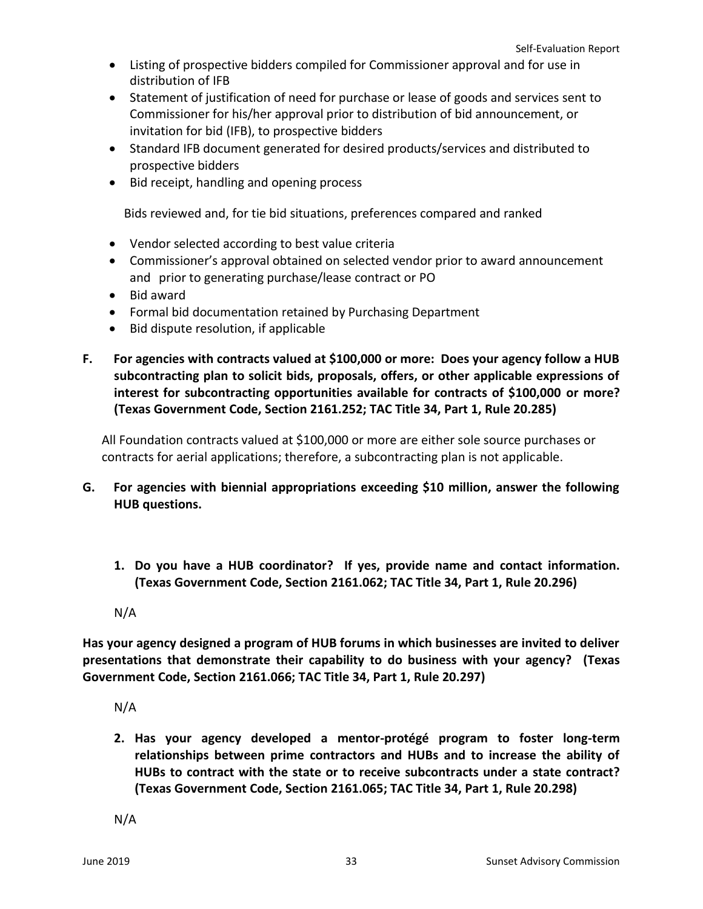- Listing of prospective bidders compiled for Commissioner approval and for use in distribution of IFB
- Statement of justification of need for purchase or lease of goods and services sent to Commissioner for his/her approval prior to distribution of bid announcement, or invitation for bid (IFB), to prospective bidders
- Standard IFB document generated for desired products/services and distributed to prospective bidders
- Bid receipt, handling and opening process

  Bids reviewed and, for tie bid situations, preferences compared and ranked

- Vendor selected according to best value criteria
- Commissioner's approval obtained on selected vendor prior to award announcement and prior to generating purchase/lease contract or PO
- Bid award
- Formal bid documentation retained by Purchasing Department
- Bid dispute resolution, if applicable

**F. For agencies with contracts valued at $100,000 or more: Does your agency follow a HUB subcontracting plan to solicit bids, proposals, offers, or other applicable expressions of interest for subcontracting opportunities available for contracts of $100,000 or more? (Texas Government Code, Section 2161.252; TAC Title 34, Part 1, Rule 20.285)**

All Foundation contracts valued at $100,000 or more are either sole source purchases or contracts for aerial applications; therefore, a subcontracting plan is not applicable.

**G. For agencies with biennial appropriations exceeding $10 million, answer the following HUB questions.**

**1. Do you have a HUB coordinator? If yes, provide name and contact information. (Texas Government Code, Section 2161.062; TAC Title 34, Part 1, Rule 20.296)**

N/A

**Has your agency designed a program of HUB forums in which businesses are invited to deliver presentations that demonstrate their capability to do business with your agency? (Texas Government Code, Section 2161.066; TAC Title 34, Part 1, Rule 20.297)**

N/A

**2. Has your agency developed a mentor-protégé program to foster long-term relationships between prime contractors and HUBs and to increase the ability of HUBs to contract with the state or to receive subcontracts under a state contract? (Texas Government Code, Section 2161.065; TAC Title 34, Part 1, Rule 20.298)**

N/A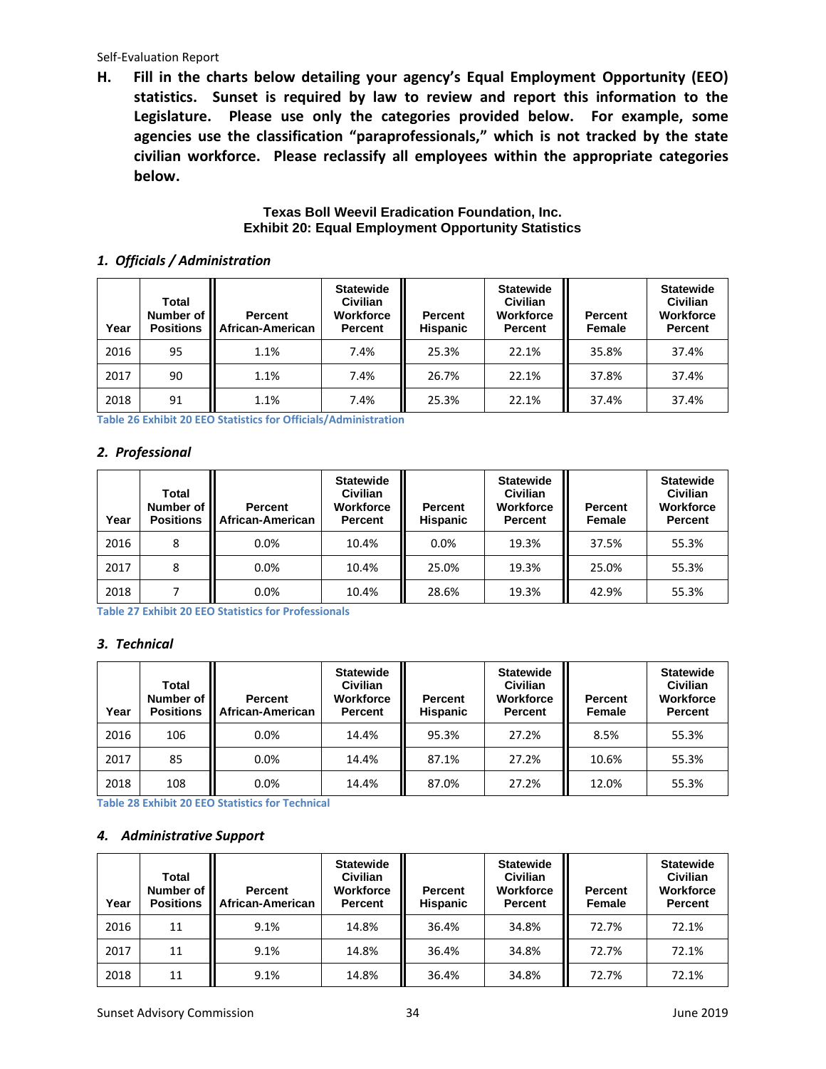**H. Fill in the charts below detailing your agency's Equal Employment Opportunity (EEO) statistics. Sunset is required by law to review and report this information to the Legislature. Please use only the categories provided below. For example, some agencies use the classification "paraprofessionals," which is not tracked by the state civilian workforce. Please reclassify all employees within the appropriate categories below.**

**Texas Boll Weevil Eradication Foundation, Inc.**
**Exhibit 20: Equal Employment Opportunity Statistics**

### *1. Officials / Administration*

| Year | Total Number of Positions | Percent African-American | Statewide Civilian Workforce Percent | Percent Hispanic | Statewide Civilian Workforce Percent | Percent Female | Statewide Civilian Workforce Percent |
|---|---|---|---|---|---|---|---|
| 2016 | 95 | 1.1% | 7.4% | 25.3% | 22.1% | 35.8% | 37.4% |
| 2017 | 90 | 1.1% | 7.4% | 26.7% | 22.1% | 37.8% | 37.4% |
| 2018 | 91 | 1.1% | 7.4% | 25.3% | 22.1% | 37.4% | 37.4% |

Table 26 Exhibit 20 EEO Statistics for Officials/Administration

### *2. Professional*

| Year | Total Number of Positions | Percent African-American | Statewide Civilian Workforce Percent | Percent Hispanic | Statewide Civilian Workforce Percent | Percent Female | Statewide Civilian Workforce Percent |
|---|---|---|---|---|---|---|---|
| 2016 | 8 | 0.0% | 10.4% | 0.0% | 19.3% | 37.5% | 55.3% |
| 2017 | 8 | 0.0% | 10.4% | 25.0% | 19.3% | 25.0% | 55.3% |
| 2018 | 7 | 0.0% | 10.4% | 28.6% | 19.3% | 42.9% | 55.3% |

Table 27 Exhibit 20 EEO Statistics for Professionals

### *3. Technical*

| Year | Total Number of Positions | Percent African-American | Statewide Civilian Workforce Percent | Percent Hispanic | Statewide Civilian Workforce Percent | Percent Female | Statewide Civilian Workforce Percent |
|---|---|---|---|---|---|---|---|
| 2016 | 106 | 0.0% | 14.4% | 95.3% | 27.2% | 8.5% | 55.3% |
| 2017 | 85 | 0.0% | 14.4% | 87.1% | 27.2% | 10.6% | 55.3% |
| 2018 | 108 | 0.0% | 14.4% | 87.0% | 27.2% | 12.0% | 55.3% |

Table 28 Exhibit 20 EEO Statistics for Technical

### *4. Administrative Support*

| Year | Total Number of Positions | Percent African-American | Statewide Civilian Workforce Percent | Percent Hispanic | Statewide Civilian Workforce Percent | Percent Female | Statewide Civilian Workforce Percent |
|---|---|---|---|---|---|---|---|
| 2016 | 11 | 9.1% | 14.8% | 36.4% | 34.8% | 72.7% | 72.1% |
| 2017 | 11 | 9.1% | 14.8% | 36.4% | 34.8% | 72.7% | 72.1% |
| 2018 | 11 | 9.1% | 14.8% | 36.4% | 34.8% | 72.7% | 72.1% |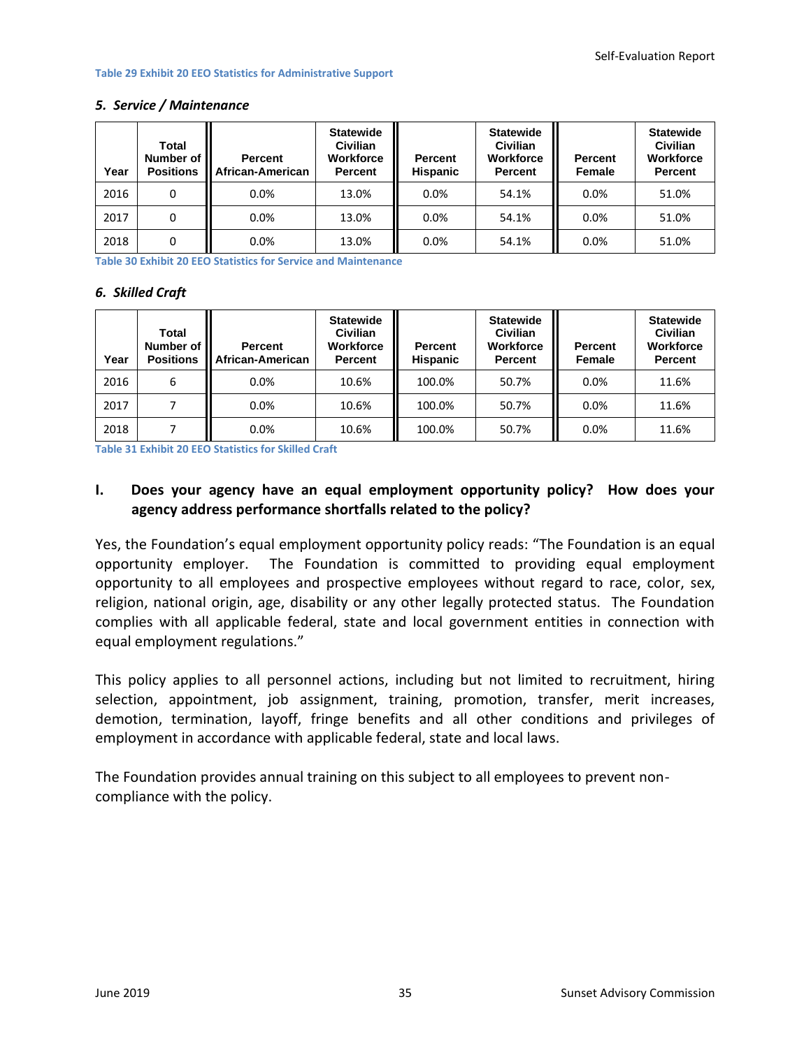Table 29 Exhibit 20 EEO Statistics for Administrative Support

### *5. Service / Maintenance*

| Year | Total Number of Positions | Percent African-American | Statewide Civilian Workforce Percent | Percent Hispanic | Statewide Civilian Workforce Percent | Percent Female | Statewide Civilian Workforce Percent |
|---|---|---|---|---|---|---|---|
| 2016 | 0 | 0.0% | 13.0% | 0.0% | 54.1% | 0.0% | 51.0% |
| 2017 | 0 | 0.0% | 13.0% | 0.0% | 54.1% | 0.0% | 51.0% |
| 2018 | 0 | 0.0% | 13.0% | 0.0% | 54.1% | 0.0% | 51.0% |

Table 30 Exhibit 20 EEO Statistics for Service and Maintenance

### *6. Skilled Craft*

| Year | Total Number of Positions | Percent African-American | Statewide Civilian Workforce Percent | Percent Hispanic | Statewide Civilian Workforce Percent | Percent Female | Statewide Civilian Workforce Percent |
|---|---|---|---|---|---|---|---|
| 2016 | 6 | 0.0% | 10.6% | 100.0% | 50.7% | 0.0% | 11.6% |
| 2017 | 7 | 0.0% | 10.6% | 100.0% | 50.7% | 0.0% | 11.6% |
| 2018 | 7 | 0.0% | 10.6% | 100.0% | 50.7% | 0.0% | 11.6% |

Table 31 Exhibit 20 EEO Statistics for Skilled Craft

## I. Does your agency have an equal employment opportunity policy? How does your agency address performance shortfalls related to the policy?

Yes, the Foundation's equal employment opportunity policy reads: "The Foundation is an equal opportunity employer. The Foundation is committed to providing equal employment opportunity to all employees and prospective employees without regard to race, color, sex, religion, national origin, age, disability or any other legally protected status. The Foundation complies with all applicable federal, state and local government entities in connection with equal employment regulations."

This policy applies to all personnel actions, including but not limited to recruitment, hiring selection, appointment, job assignment, training, promotion, transfer, merit increases, demotion, termination, layoff, fringe benefits and all other conditions and privileges of employment in accordance with applicable federal, state and local laws.

The Foundation provides annual training on this subject to all employees to prevent non-compliance with the policy.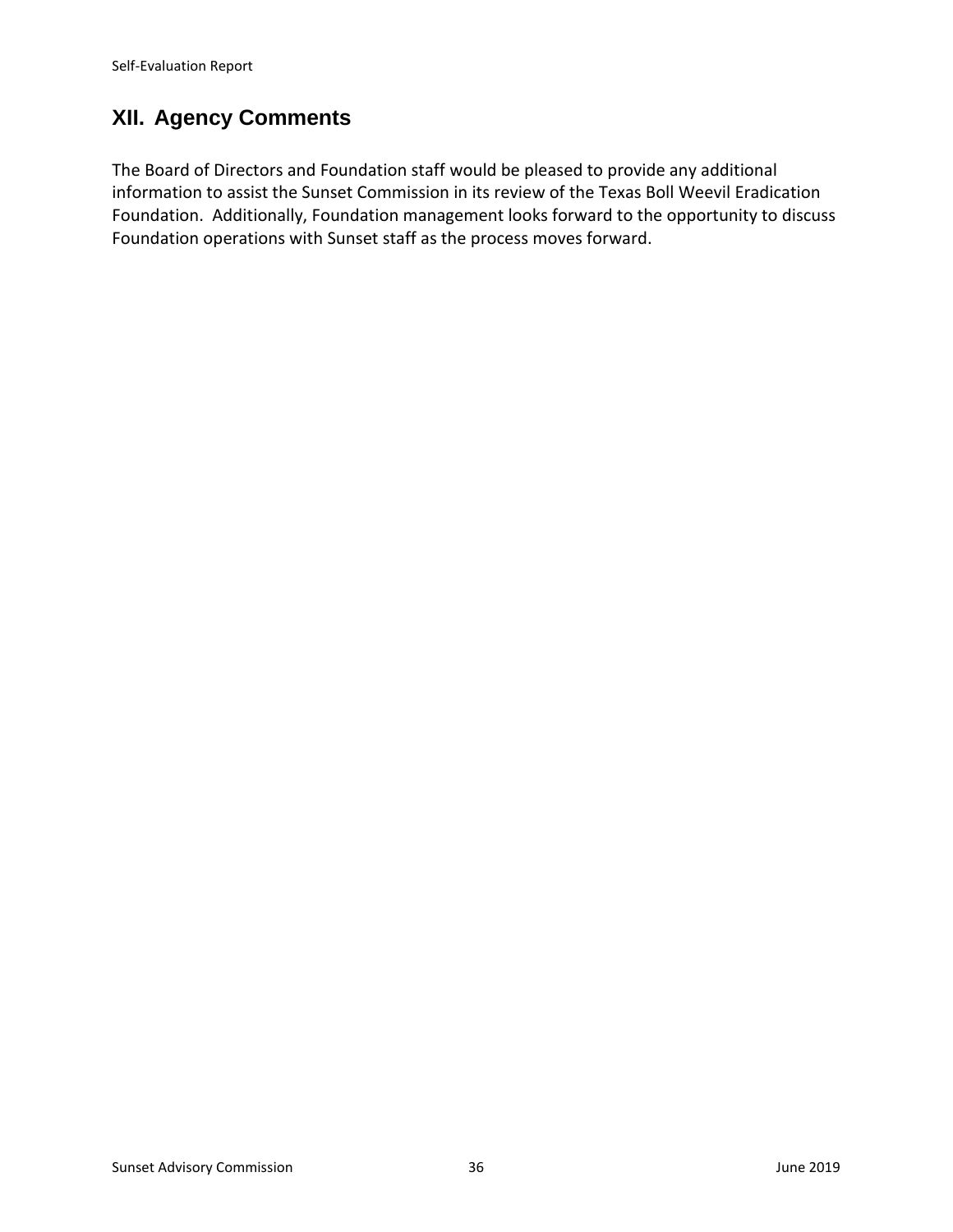## XII. Agency Comments

The Board of Directors and Foundation staff would be pleased to provide any additional information to assist the Sunset Commission in its review of the Texas Boll Weevil Eradication Foundation. Additionally, Foundation management looks forward to the opportunity to discuss Foundation operations with Sunset staff as the process moves forward.